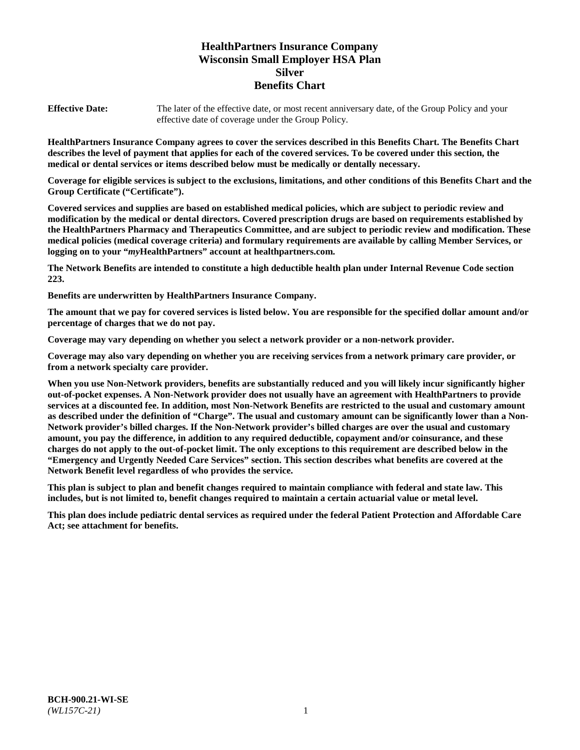# HealthPartners Insurance Company
# Wisconsin Small Employer HSA Plan
# Silver
# Benefits Chart

**Effective Date:** The later of the effective date, or most recent anniversary date, of the Group Policy and your effective date of coverage under the Group Policy.

**HealthPartners Insurance Company agrees to cover the services described in this Benefits Chart. The Benefits Chart describes the level of payment that applies for each of the covered services. To be covered under this section, the medical or dental services or items described below must be medically or dentally necessary.**

**Coverage for eligible services is subject to the exclusions, limitations, and other conditions of this Benefits Chart and the Group Certificate ("Certificate").**

**Covered services and supplies are based on established medical policies, which are subject to periodic review and modification by the medical or dental directors. Covered prescription drugs are based on requirements established by the HealthPartners Pharmacy and Therapeutics Committee, and are subject to periodic review and modification. These medical policies (medical coverage criteria) and formulary requirements are available by calling Member Services, or logging on to your "*my*HealthPartners" account at healthpartners.com.**

**The Network Benefits are intended to constitute a high deductible health plan under Internal Revenue Code section 223.**

**Benefits are underwritten by HealthPartners Insurance Company.**

**The amount that we pay for covered services is listed below. You are responsible for the specified dollar amount and/or percentage of charges that we do not pay.**

**Coverage may vary depending on whether you select a network provider or a non-network provider.**

**Coverage may also vary depending on whether you are receiving services from a network primary care provider, or from a network specialty care provider.**

**When you use Non-Network providers, benefits are substantially reduced and you will likely incur significantly higher out-of-pocket expenses. A Non-Network provider does not usually have an agreement with HealthPartners to provide services at a discounted fee. In addition, most Non-Network Benefits are restricted to the usual and customary amount as described under the definition of "Charge". The usual and customary amount can be significantly lower than a Non-Network provider's billed charges. If the Non-Network provider's billed charges are over the usual and customary amount, you pay the difference, in addition to any required deductible, copayment and/or coinsurance, and these charges do not apply to the out-of-pocket limit. The only exceptions to this requirement are described below in the "Emergency and Urgently Needed Care Services" section. This section describes what benefits are covered at the Network Benefit level regardless of who provides the service.**

**This plan is subject to plan and benefit changes required to maintain compliance with federal and state law. This includes, but is not limited to, benefit changes required to maintain a certain actuarial value or metal level.**

**This plan does include pediatric dental services as required under the federal Patient Protection and Affordable Care Act; see attachment for benefits.**

**BCH-900.21-WI-SE**
*(WL157C-21)*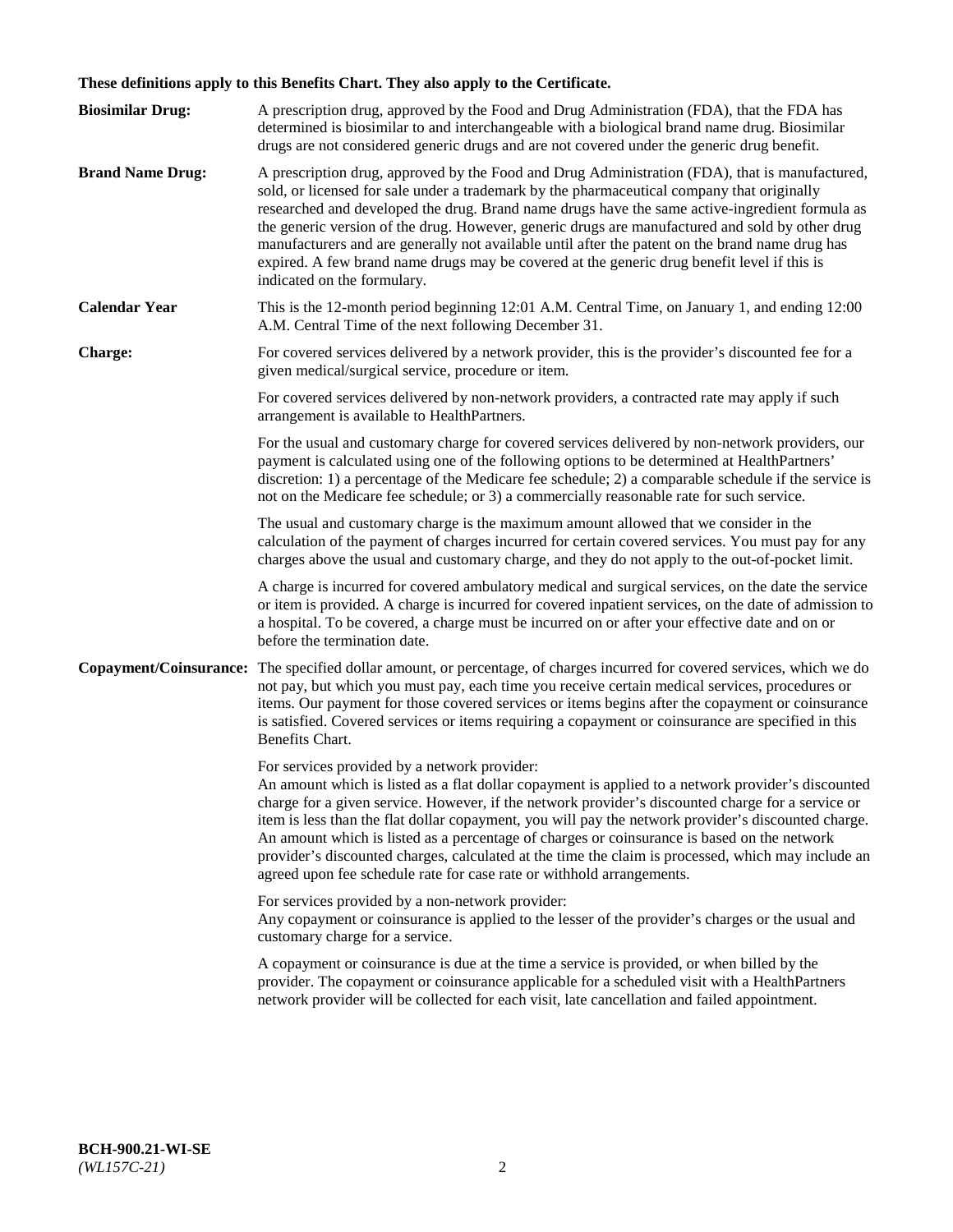**These definitions apply to this Benefits Chart. They also apply to the Certificate.**

**Biosimilar Drug:** A prescription drug, approved by the Food and Drug Administration (FDA), that the FDA has determined is biosimilar to and interchangeable with a biological brand name drug. Biosimilar drugs are not considered generic drugs and are not covered under the generic drug benefit.

**Brand Name Drug:** A prescription drug, approved by the Food and Drug Administration (FDA), that is manufactured, sold, or licensed for sale under a trademark by the pharmaceutical company that originally researched and developed the drug. Brand name drugs have the same active-ingredient formula as the generic version of the drug. However, generic drugs are manufactured and sold by other drug manufacturers and are generally not available until after the patent on the brand name drug has expired. A few brand name drugs may be covered at the generic drug benefit level if this is indicated on the formulary.

**Calendar Year** This is the 12-month period beginning 12:01 A.M. Central Time, on January 1, and ending 12:00 A.M. Central Time of the next following December 31.

**Charge:** For covered services delivered by a network provider, this is the provider's discounted fee for a given medical/surgical service, procedure or item.

For covered services delivered by non-network providers, a contracted rate may apply if such arrangement is available to HealthPartners.

For the usual and customary charge for covered services delivered by non-network providers, our payment is calculated using one of the following options to be determined at HealthPartners' discretion: 1) a percentage of the Medicare fee schedule; 2) a comparable schedule if the service is not on the Medicare fee schedule; or 3) a commercially reasonable rate for such service.

The usual and customary charge is the maximum amount allowed that we consider in the calculation of the payment of charges incurred for certain covered services. You must pay for any charges above the usual and customary charge, and they do not apply to the out-of-pocket limit.

A charge is incurred for covered ambulatory medical and surgical services, on the date the service or item is provided. A charge is incurred for covered inpatient services, on the date of admission to a hospital. To be covered, a charge must be incurred on or after your effective date and on or before the termination date.

**Copayment/Coinsurance:** The specified dollar amount, or percentage, of charges incurred for covered services, which we do not pay, but which you must pay, each time you receive certain medical services, procedures or items. Our payment for those covered services or items begins after the copayment or coinsurance is satisfied. Covered services or items requiring a copayment or coinsurance are specified in this Benefits Chart.

For services provided by a network provider:
An amount which is listed as a flat dollar copayment is applied to a network provider's discounted charge for a given service. However, if the network provider's discounted charge for a service or item is less than the flat dollar copayment, you will pay the network provider's discounted charge. An amount which is listed as a percentage of charges or coinsurance is based on the network provider's discounted charges, calculated at the time the claim is processed, which may include an agreed upon fee schedule rate for case rate or withhold arrangements.

For services provided by a non-network provider:
Any copayment or coinsurance is applied to the lesser of the provider's charges or the usual and customary charge for a service.

A copayment or coinsurance is due at the time a service is provided, or when billed by the provider. The copayment or coinsurance applicable for a scheduled visit with a HealthPartners network provider will be collected for each visit, late cancellation and failed appointment.

**BCH-900.21-WI-SE**
*(WL157C-21)*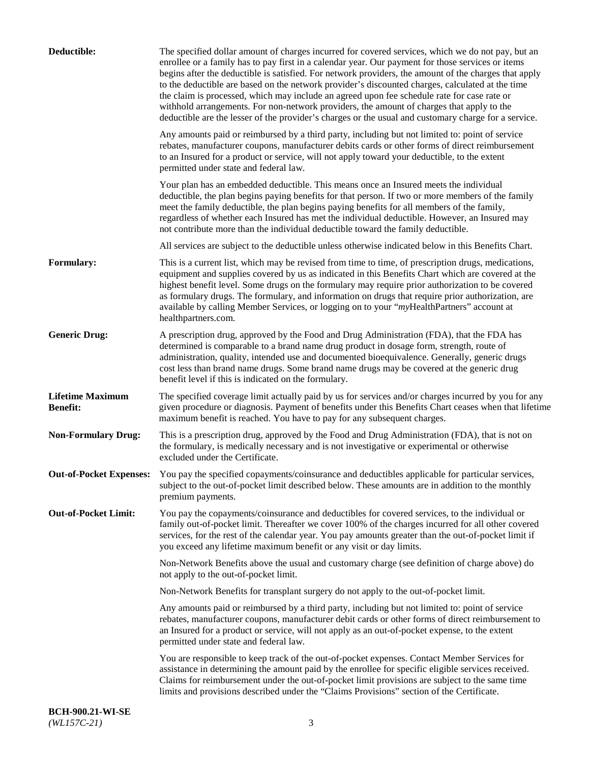**Deductible:** The specified dollar amount of charges incurred for covered services, which we do not pay, but an enrollee or a family has to pay first in a calendar year. Our payment for those services or items begins after the deductible is satisfied. For network providers, the amount of the charges that apply to the deductible are based on the network provider's discounted charges, calculated at the time the claim is processed, which may include an agreed upon fee schedule rate for case rate or withhold arrangements. For non-network providers, the amount of charges that apply to the deductible are the lesser of the provider's charges or the usual and customary charge for a service.

Any amounts paid or reimbursed by a third party, including but not limited to: point of service rebates, manufacturer coupons, manufacturer debits cards or other forms of direct reimbursement to an Insured for a product or service, will not apply toward your deductible, to the extent permitted under state and federal law.

Your plan has an embedded deductible. This means once an Insured meets the individual deductible, the plan begins paying benefits for that person. If two or more members of the family meet the family deductible, the plan begins paying benefits for all members of the family, regardless of whether each Insured has met the individual deductible. However, an Insured may not contribute more than the individual deductible toward the family deductible.

All services are subject to the deductible unless otherwise indicated below in this Benefits Chart.

**Formulary:** This is a current list, which may be revised from time to time, of prescription drugs, medications, equipment and supplies covered by us as indicated in this Benefits Chart which are covered at the highest benefit level. Some drugs on the formulary may require prior authorization to be covered as formulary drugs. The formulary, and information on drugs that require prior authorization, are available by calling Member Services, or logging on to your "*my*HealthPartners" account at healthpartners.com.

**Generic Drug:** A prescription drug, approved by the Food and Drug Administration (FDA), that the FDA has determined is comparable to a brand name drug product in dosage form, strength, route of administration, quality, intended use and documented bioequivalence. Generally, generic drugs cost less than brand name drugs. Some brand name drugs may be covered at the generic drug benefit level if this is indicated on the formulary.

**Lifetime Maximum Benefit:** The specified coverage limit actually paid by us for services and/or charges incurred by you for any given procedure or diagnosis. Payment of benefits under this Benefits Chart ceases when that lifetime maximum benefit is reached. You have to pay for any subsequent charges.

**Non-Formulary Drug:** This is a prescription drug, approved by the Food and Drug Administration (FDA), that is not on the formulary, is medically necessary and is not investigative or experimental or otherwise excluded under the Certificate.

**Out-of-Pocket Expenses:** You pay the specified copayments/coinsurance and deductibles applicable for particular services, subject to the out-of-pocket limit described below. These amounts are in addition to the monthly premium payments.

**Out-of-Pocket Limit:** You pay the copayments/coinsurance and deductibles for covered services, to the individual or family out-of-pocket limit. Thereafter we cover 100% of the charges incurred for all other covered services, for the rest of the calendar year. You pay amounts greater than the out-of-pocket limit if you exceed any lifetime maximum benefit or any visit or day limits.

Non-Network Benefits above the usual and customary charge (see definition of charge above) do not apply to the out-of-pocket limit.

Non-Network Benefits for transplant surgery do not apply to the out-of-pocket limit.

Any amounts paid or reimbursed by a third party, including but not limited to: point of service rebates, manufacturer coupons, manufacturer debit cards or other forms of direct reimbursement to an Insured for a product or service, will not apply as an out-of-pocket expense, to the extent permitted under state and federal law.

You are responsible to keep track of the out-of-pocket expenses. Contact Member Services for assistance in determining the amount paid by the enrollee for specific eligible services received. Claims for reimbursement under the out-of-pocket limit provisions are subject to the same time limits and provisions described under the "Claims Provisions" section of the Certificate.

**BCH-900.21-WI-SE**
*(WL157C-21)*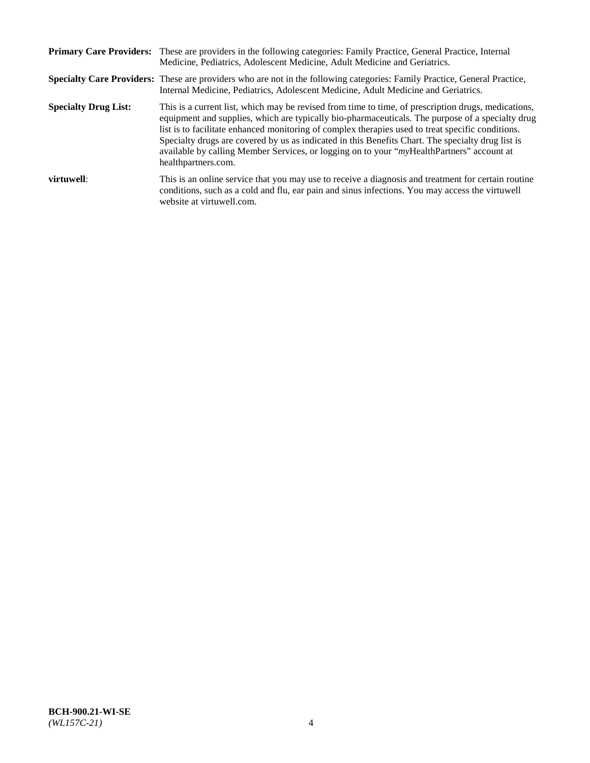**Primary Care Providers:** These are providers in the following categories: Family Practice, General Practice, Internal Medicine, Pediatrics, Adolescent Medicine, Adult Medicine and Geriatrics.

**Specialty Care Providers:** These are providers who are not in the following categories: Family Practice, General Practice, Internal Medicine, Pediatrics, Adolescent Medicine, Adult Medicine and Geriatrics.

**Specialty Drug List:** This is a current list, which may be revised from time to time, of prescription drugs, medications, equipment and supplies, which are typically bio-pharmaceuticals. The purpose of a specialty drug list is to facilitate enhanced monitoring of complex therapies used to treat specific conditions. Specialty drugs are covered by us as indicated in this Benefits Chart. The specialty drug list is available by calling Member Services, or logging on to your "*my*HealthPartners" account at healthpartners.com.

**virtuwell**: This is an online service that you may use to receive a diagnosis and treatment for certain routine conditions, such as a cold and flu, ear pain and sinus infections. You may access the virtuwell website at virtuwell.com.

**BCH-900.21-WI-SE**
*(WL157C-21)*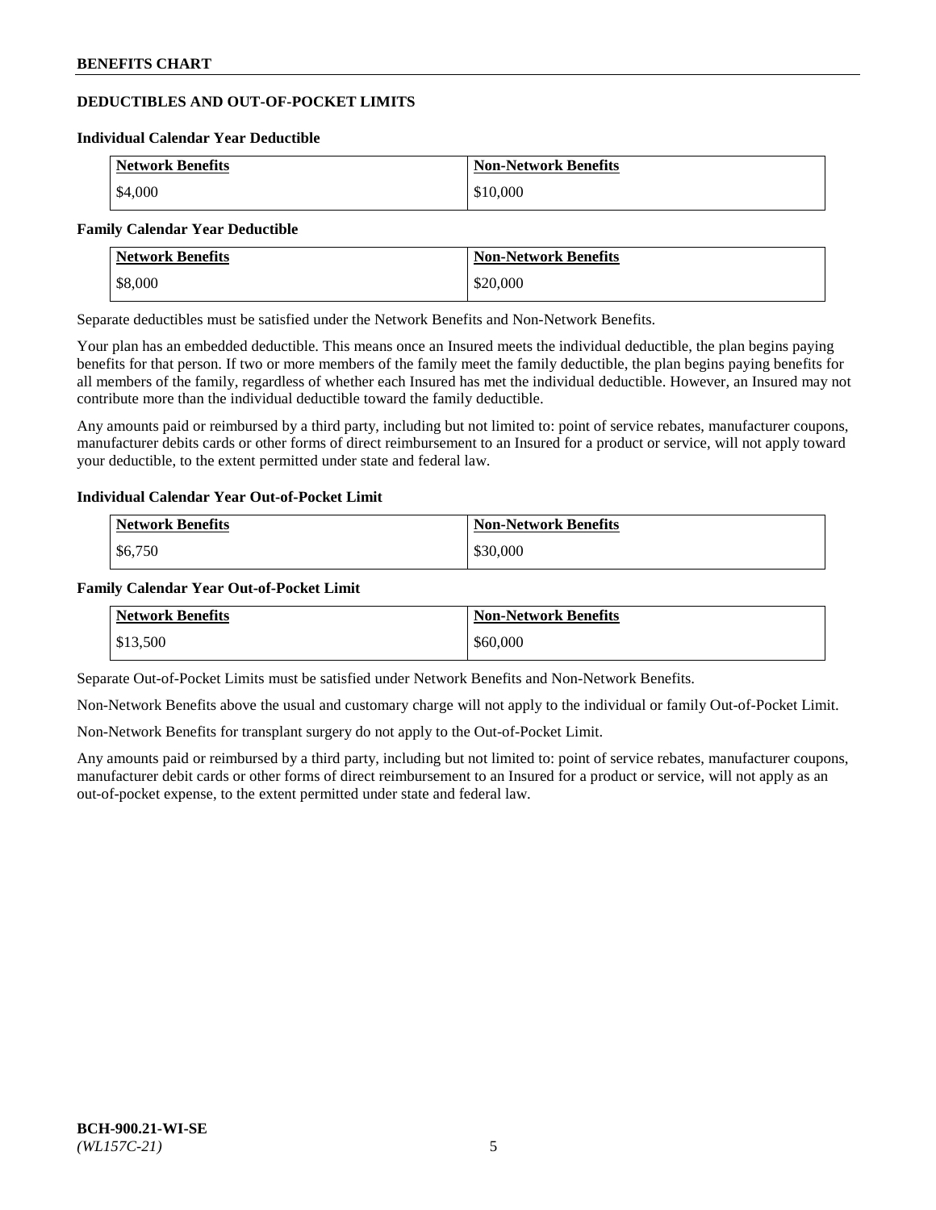## DEDUCTIBLES AND OUT-OF-POCKET LIMITS

### Individual Calendar Year Deductible

| Network Benefits | Non-Network Benefits |
| --- | --- |
| $4,000 | $10,000 |

### Family Calendar Year Deductible

| Network Benefits | Non-Network Benefits |
| --- | --- |
| $8,000 | $20,000 |

Separate deductibles must be satisfied under the Network Benefits and Non-Network Benefits.

Your plan has an embedded deductible. This means once an Insured meets the individual deductible, the plan begins paying benefits for that person. If two or more members of the family meet the family deductible, the plan begins paying benefits for all members of the family, regardless of whether each Insured has met the individual deductible. However, an Insured may not contribute more than the individual deductible toward the family deductible.

Any amounts paid or reimbursed by a third party, including but not limited to: point of service rebates, manufacturer coupons, manufacturer debits cards or other forms of direct reimbursement to an Insured for a product or service, will not apply toward your deductible, to the extent permitted under state and federal law.

### Individual Calendar Year Out-of-Pocket Limit

| Network Benefits | Non-Network Benefits |
| --- | --- |
| $6,750 | $30,000 |

### Family Calendar Year Out-of-Pocket Limit

| Network Benefits | Non-Network Benefits |
| --- | --- |
| $13,500 | $60,000 |

Separate Out-of-Pocket Limits must be satisfied under Network Benefits and Non-Network Benefits.

Non-Network Benefits above the usual and customary charge will not apply to the individual or family Out-of-Pocket Limit.

Non-Network Benefits for transplant surgery do not apply to the Out-of-Pocket Limit.

Any amounts paid or reimbursed by a third party, including but not limited to: point of service rebates, manufacturer coupons, manufacturer debit cards or other forms of direct reimbursement to an Insured for a product or service, will not apply as an out-of-pocket expense, to the extent permitted under state and federal law.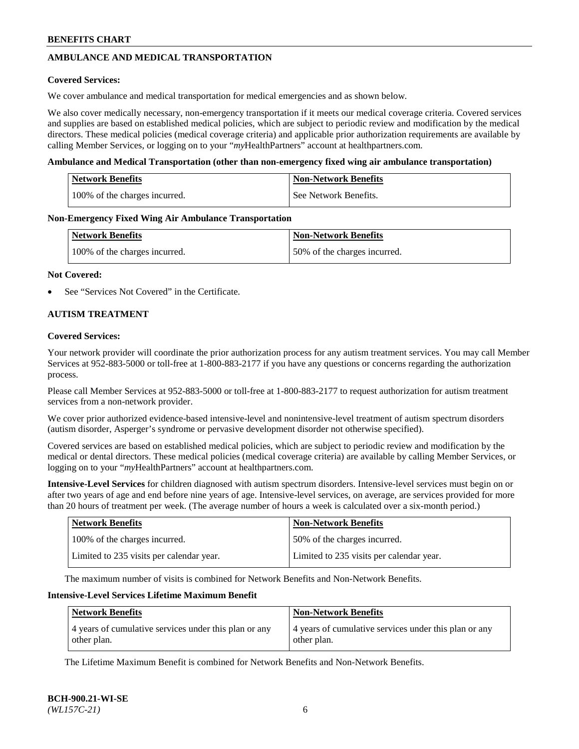## AMBULANCE AND MEDICAL TRANSPORTATION

**Covered Services:**

We cover ambulance and medical transportation for medical emergencies and as shown below.

We also cover medically necessary, non-emergency transportation if it meets our medical coverage criteria. Covered services and supplies are based on established medical policies, which are subject to periodic review and modification by the medical directors. These medical policies (medical coverage criteria) and applicable prior authorization requirements are available by calling Member Services, or logging on to your "*my*HealthPartners" account at healthpartners.com.

**Ambulance and Medical Transportation (other than non-emergency fixed wing air ambulance transportation)**

| Network Benefits | Non-Network Benefits |
|---|---|
| 100% of the charges incurred. | See Network Benefits. |

**Non-Emergency Fixed Wing Air Ambulance Transportation**

| Network Benefits | Non-Network Benefits |
|---|---|
| 100% of the charges incurred. | 50% of the charges incurred. |

**Not Covered:**

- See "Services Not Covered" in the Certificate.

## AUTISM TREATMENT

**Covered Services:**

Your network provider will coordinate the prior authorization process for any autism treatment services. You may call Member Services at 952-883-5000 or toll-free at 1-800-883-2177 if you have any questions or concerns regarding the authorization process.

Please call Member Services at 952-883-5000 or toll-free at 1-800-883-2177 to request authorization for autism treatment services from a non-network provider.

We cover prior authorized evidence-based intensive-level and nonintensive-level treatment of autism spectrum disorders (autism disorder, Asperger's syndrome or pervasive development disorder not otherwise specified).

Covered services are based on established medical policies, which are subject to periodic review and modification by the medical or dental directors. These medical policies (medical coverage criteria) are available by calling Member Services, or logging on to your "*my*HealthPartners" account at healthpartners.com.

**Intensive-Level Services** for children diagnosed with autism spectrum disorders. Intensive-level services must begin on or after two years of age and end before nine years of age. Intensive-level services, on average, are services provided for more than 20 hours of treatment per week. (The average number of hours a week is calculated over a six-month period.)

| Network Benefits | Non-Network Benefits |
|---|---|
| 100% of the charges incurred. | 50% of the charges incurred. |
| Limited to 235 visits per calendar year. | Limited to 235 visits per calendar year. |

The maximum number of visits is combined for Network Benefits and Non-Network Benefits.

**Intensive-Level Services Lifetime Maximum Benefit**

| Network Benefits | Non-Network Benefits |
|---|---|
| 4 years of cumulative services under this plan or any other plan. | 4 years of cumulative services under this plan or any other plan. |

The Lifetime Maximum Benefit is combined for Network Benefits and Non-Network Benefits.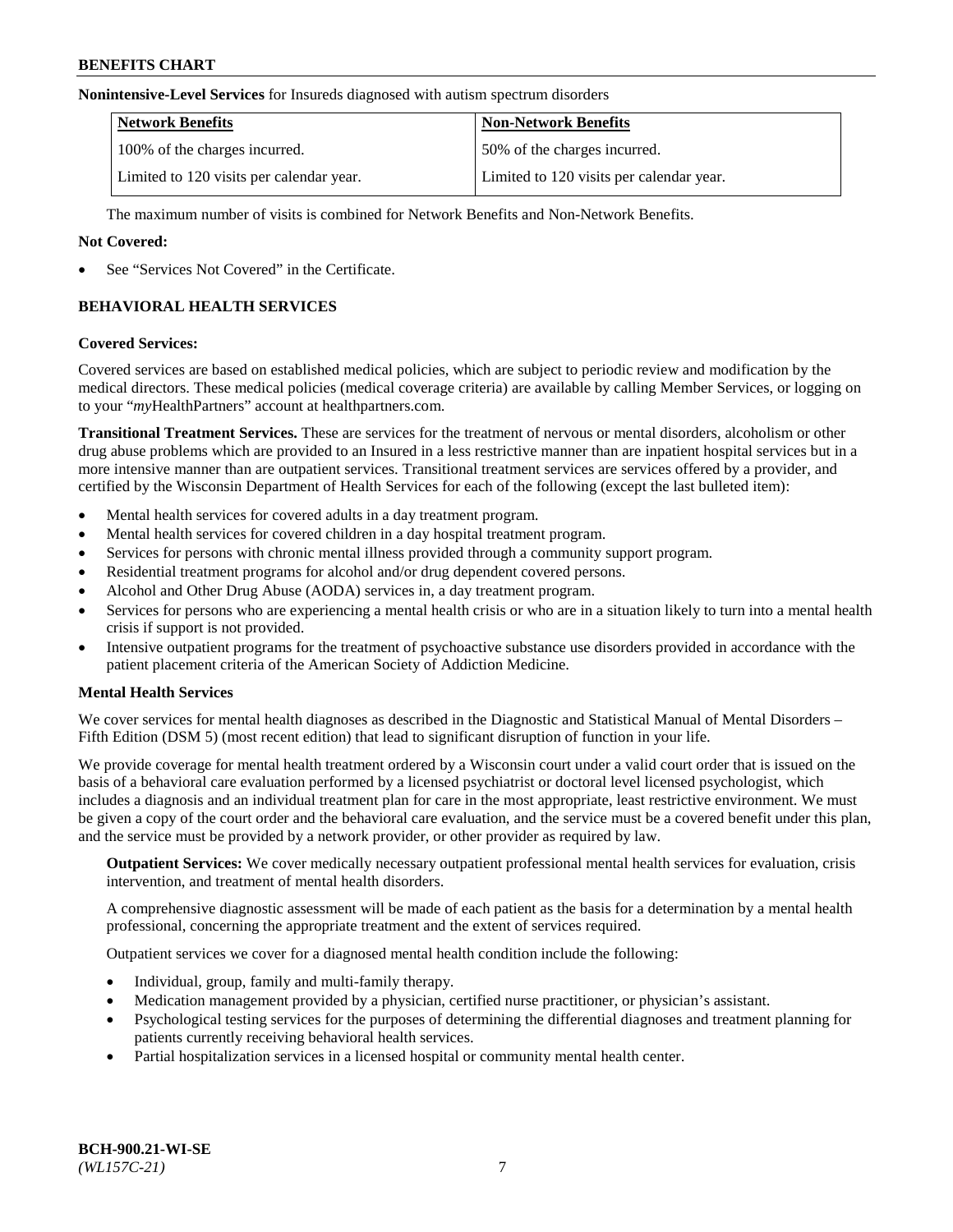**Nonintensive-Level Services** for Insureds diagnosed with autism spectrum disorders

| Network Benefits | Non-Network Benefits |
|---|---|
| 100% of the charges incurred. | 50% of the charges incurred. |
| Limited to 120 visits per calendar year. | Limited to 120 visits per calendar year. |

The maximum number of visits is combined for Network Benefits and Non-Network Benefits.

**Not Covered:**

- See "Services Not Covered" in the Certificate.

## BEHAVIORAL HEALTH SERVICES

**Covered Services:**

Covered services are based on established medical policies, which are subject to periodic review and modification by the medical directors. These medical policies (medical coverage criteria) are available by calling Member Services, or logging on to your "*my*HealthPartners" account at healthpartners.com.

**Transitional Treatment Services.** These are services for the treatment of nervous or mental disorders, alcoholism or other drug abuse problems which are provided to an Insured in a less restrictive manner than are inpatient hospital services but in a more intensive manner than are outpatient services. Transitional treatment services are services offered by a provider, and certified by the Wisconsin Department of Health Services for each of the following (except the last bulleted item):

- Mental health services for covered adults in a day treatment program.
- Mental health services for covered children in a day hospital treatment program.
- Services for persons with chronic mental illness provided through a community support program.
- Residential treatment programs for alcohol and/or drug dependent covered persons.
- Alcohol and Other Drug Abuse (AODA) services in, a day treatment program.
- Services for persons who are experiencing a mental health crisis or who are in a situation likely to turn into a mental health crisis if support is not provided.
- Intensive outpatient programs for the treatment of psychoactive substance use disorders provided in accordance with the patient placement criteria of the American Society of Addiction Medicine.

**Mental Health Services**

We cover services for mental health diagnoses as described in the Diagnostic and Statistical Manual of Mental Disorders – Fifth Edition (DSM 5) (most recent edition) that lead to significant disruption of function in your life.

We provide coverage for mental health treatment ordered by a Wisconsin court under a valid court order that is issued on the basis of a behavioral care evaluation performed by a licensed psychiatrist or doctoral level licensed psychologist, which includes a diagnosis and an individual treatment plan for care in the most appropriate, least restrictive environment. We must be given a copy of the court order and the behavioral care evaluation, and the service must be a covered benefit under this plan, and the service must be provided by a network provider, or other provider as required by law.

**Outpatient Services:** We cover medically necessary outpatient professional mental health services for evaluation, crisis intervention, and treatment of mental health disorders.

A comprehensive diagnostic assessment will be made of each patient as the basis for a determination by a mental health professional, concerning the appropriate treatment and the extent of services required.

Outpatient services we cover for a diagnosed mental health condition include the following:

- Individual, group, family and multi-family therapy.
- Medication management provided by a physician, certified nurse practitioner, or physician's assistant.
- Psychological testing services for the purposes of determining the differential diagnoses and treatment planning for patients currently receiving behavioral health services.
- Partial hospitalization services in a licensed hospital or community mental health center.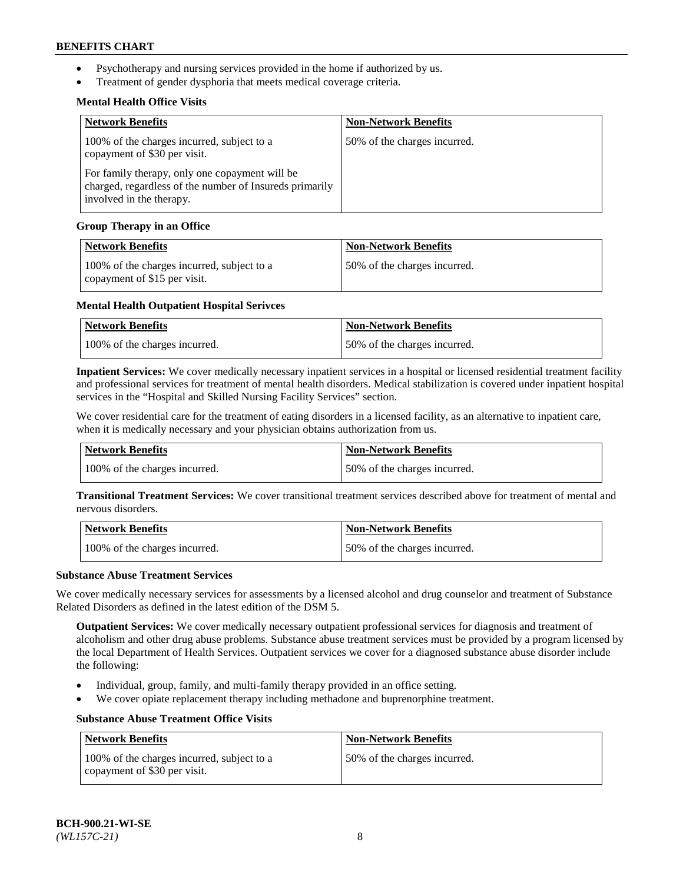- Psychotherapy and nursing services provided in the home if authorized by us.
- Treatment of gender dysphoria that meets medical coverage criteria.

**Mental Health Office Visits**

| Network Benefits | Non-Network Benefits |
| --- | --- |
| 100% of the charges incurred, subject to a copayment of $30 per visit.<br><br>For family therapy, only one copayment will be charged, regardless of the number of Insureds primarily involved in the therapy. | 50% of the charges incurred. |

**Group Therapy in an Office**

| Network Benefits | Non-Network Benefits |
| --- | --- |
| 100% of the charges incurred, subject to a copayment of $15 per visit. | 50% of the charges incurred. |

**Mental Health Outpatient Hospital Serivces**

| Network Benefits | Non-Network Benefits |
| --- | --- |
| 100% of the charges incurred. | 50% of the charges incurred. |

**Inpatient Services:** We cover medically necessary inpatient services in a hospital or licensed residential treatment facility and professional services for treatment of mental health disorders. Medical stabilization is covered under inpatient hospital services in the "Hospital and Skilled Nursing Facility Services" section.

We cover residential care for the treatment of eating disorders in a licensed facility, as an alternative to inpatient care, when it is medically necessary and your physician obtains authorization from us.

| Network Benefits | Non-Network Benefits |
| --- | --- |
| 100% of the charges incurred. | 50% of the charges incurred. |

**Transitional Treatment Services:** We cover transitional treatment services described above for treatment of mental and nervous disorders.

| Network Benefits | Non-Network Benefits |
| --- | --- |
| 100% of the charges incurred. | 50% of the charges incurred. |

**Substance Abuse Treatment Services**

We cover medically necessary services for assessments by a licensed alcohol and drug counselor and treatment of Substance Related Disorders as defined in the latest edition of the DSM 5.

**Outpatient Services:** We cover medically necessary outpatient professional services for diagnosis and treatment of alcoholism and other drug abuse problems. Substance abuse treatment services must be provided by a program licensed by the local Department of Health Services. Outpatient services we cover for a diagnosed substance abuse disorder include the following:

- Individual, group, family, and multi-family therapy provided in an office setting.
- We cover opiate replacement therapy including methadone and buprenorphine treatment.

**Substance Abuse Treatment Office Visits**

| Network Benefits | Non-Network Benefits |
| --- | --- |
| 100% of the charges incurred, subject to a copayment of $30 per visit. | 50% of the charges incurred. |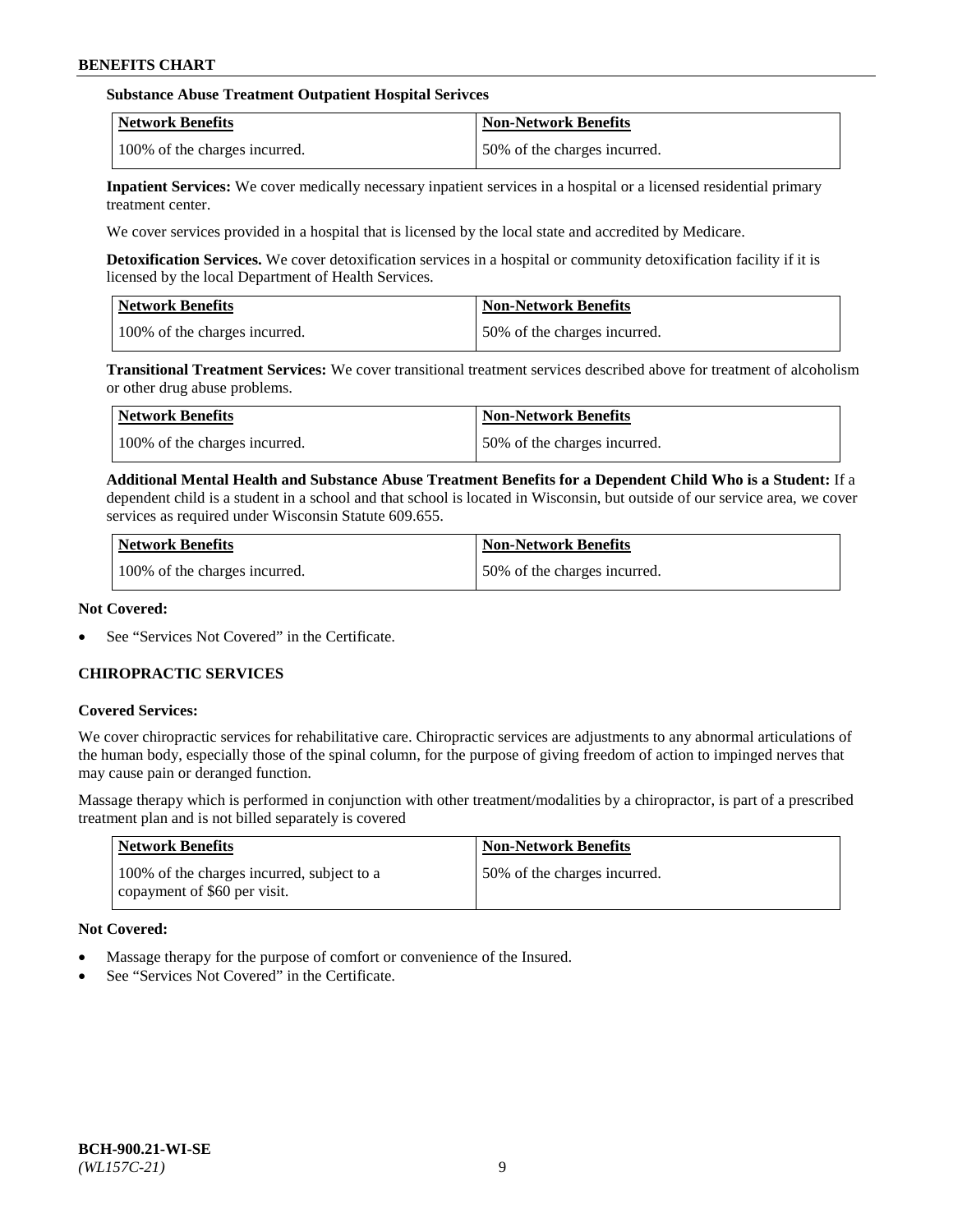#### Substance Abuse Treatment Outpatient Hospital Serivces

| Network Benefits | Non-Network Benefits |
| --- | --- |
| 100% of the charges incurred. | 50% of the charges incurred. |

**Inpatient Services:** We cover medically necessary inpatient services in a hospital or a licensed residential primary treatment center.

We cover services provided in a hospital that is licensed by the local state and accredited by Medicare.

**Detoxification Services.** We cover detoxification services in a hospital or community detoxification facility if it is licensed by the local Department of Health Services.

| Network Benefits | Non-Network Benefits |
| --- | --- |
| 100% of the charges incurred. | 50% of the charges incurred. |

**Transitional Treatment Services:** We cover transitional treatment services described above for treatment of alcoholism or other drug abuse problems.

| Network Benefits | Non-Network Benefits |
| --- | --- |
| 100% of the charges incurred. | 50% of the charges incurred. |

**Additional Mental Health and Substance Abuse Treatment Benefits for a Dependent Child Who is a Student:** If a dependent child is a student in a school and that school is located in Wisconsin, but outside of our service area, we cover services as required under Wisconsin Statute 609.655.

| Network Benefits | Non-Network Benefits |
| --- | --- |
| 100% of the charges incurred. | 50% of the charges incurred. |

**Not Covered:**

- See "Services Not Covered" in the Certificate.

### CHIROPRACTIC SERVICES

**Covered Services:**

We cover chiropractic services for rehabilitative care. Chiropractic services are adjustments to any abnormal articulations of the human body, especially those of the spinal column, for the purpose of giving freedom of action to impinged nerves that may cause pain or deranged function.

Massage therapy which is performed in conjunction with other treatment/modalities by a chiropractor, is part of a prescribed treatment plan and is not billed separately is covered

| Network Benefits | Non-Network Benefits |
| --- | --- |
| 100% of the charges incurred, subject to a copayment of $60 per visit. | 50% of the charges incurred. |

**Not Covered:**

- Massage therapy for the purpose of comfort or convenience of the Insured.
- See "Services Not Covered" in the Certificate.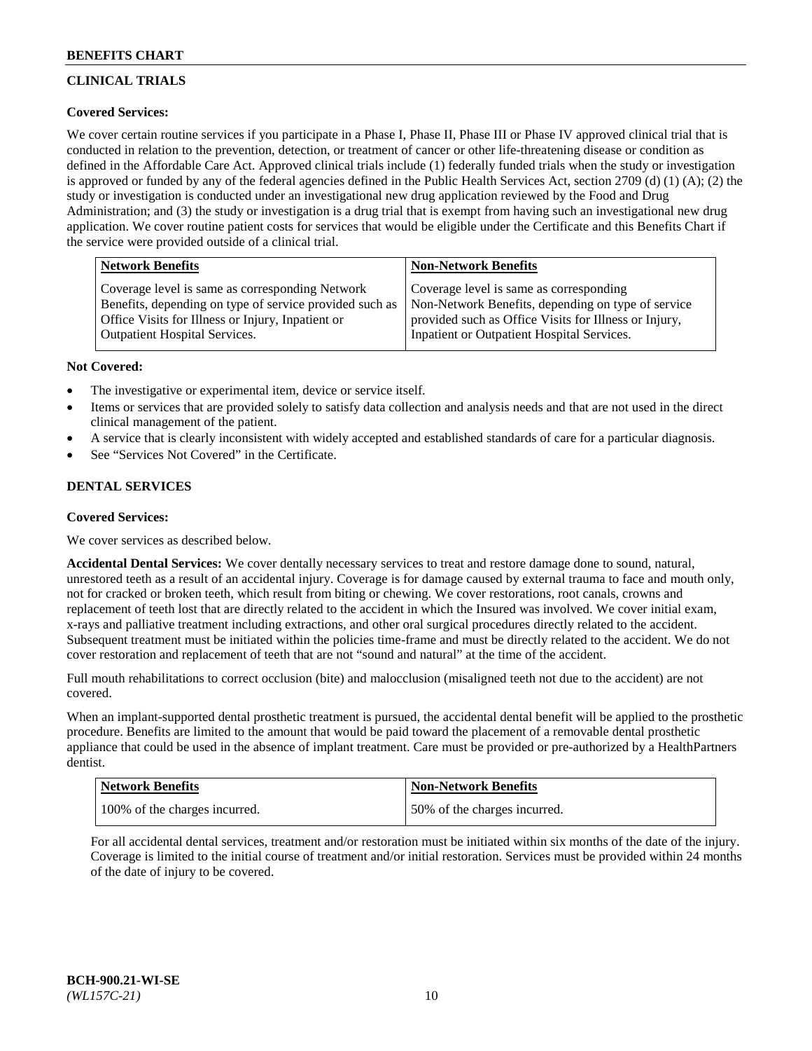## CLINICAL TRIALS

**Covered Services:**

We cover certain routine services if you participate in a Phase I, Phase II, Phase III or Phase IV approved clinical trial that is conducted in relation to the prevention, detection, or treatment of cancer or other life-threatening disease or condition as defined in the Affordable Care Act. Approved clinical trials include (1) federally funded trials when the study or investigation is approved or funded by any of the federal agencies defined in the Public Health Services Act, section 2709 (d) (1) (A); (2) the study or investigation is conducted under an investigational new drug application reviewed by the Food and Drug Administration; and (3) the study or investigation is a drug trial that is exempt from having such an investigational new drug application. We cover routine patient costs for services that would be eligible under the Certificate and this Benefits Chart if the service were provided outside of a clinical trial.

| Network Benefits | Non-Network Benefits |
|---|---|
| Coverage level is same as corresponding Network Benefits, depending on type of service provided such as Office Visits for Illness or Injury, Inpatient or Outpatient Hospital Services. | Coverage level is same as corresponding Non-Network Benefits, depending on type of service provided such as Office Visits for Illness or Injury, Inpatient or Outpatient Hospital Services. |

**Not Covered:**

- The investigative or experimental item, device or service itself.
- Items or services that are provided solely to satisfy data collection and analysis needs and that are not used in the direct clinical management of the patient.
- A service that is clearly inconsistent with widely accepted and established standards of care for a particular diagnosis.
- See "Services Not Covered" in the Certificate.

## DENTAL SERVICES

**Covered Services:**

We cover services as described below.

**Accidental Dental Services:** We cover dentally necessary services to treat and restore damage done to sound, natural, unrestored teeth as a result of an accidental injury. Coverage is for damage caused by external trauma to face and mouth only, not for cracked or broken teeth, which result from biting or chewing. We cover restorations, root canals, crowns and replacement of teeth lost that are directly related to the accident in which the Insured was involved. We cover initial exam, x-rays and palliative treatment including extractions, and other oral surgical procedures directly related to the accident. Subsequent treatment must be initiated within the policies time-frame and must be directly related to the accident. We do not cover restoration and replacement of teeth that are not "sound and natural" at the time of the accident.

Full mouth rehabilitations to correct occlusion (bite) and malocclusion (misaligned teeth not due to the accident) are not covered.

When an implant-supported dental prosthetic treatment is pursued, the accidental dental benefit will be applied to the prosthetic procedure. Benefits are limited to the amount that would be paid toward the placement of a removable dental prosthetic appliance that could be used in the absence of implant treatment. Care must be provided or pre-authorized by a HealthPartners dentist.

| Network Benefits | Non-Network Benefits |
|---|---|
| 100% of the charges incurred. | 50% of the charges incurred. |

For all accidental dental services, treatment and/or restoration must be initiated within six months of the date of the injury. Coverage is limited to the initial course of treatment and/or initial restoration. Services must be provided within 24 months of the date of injury to be covered.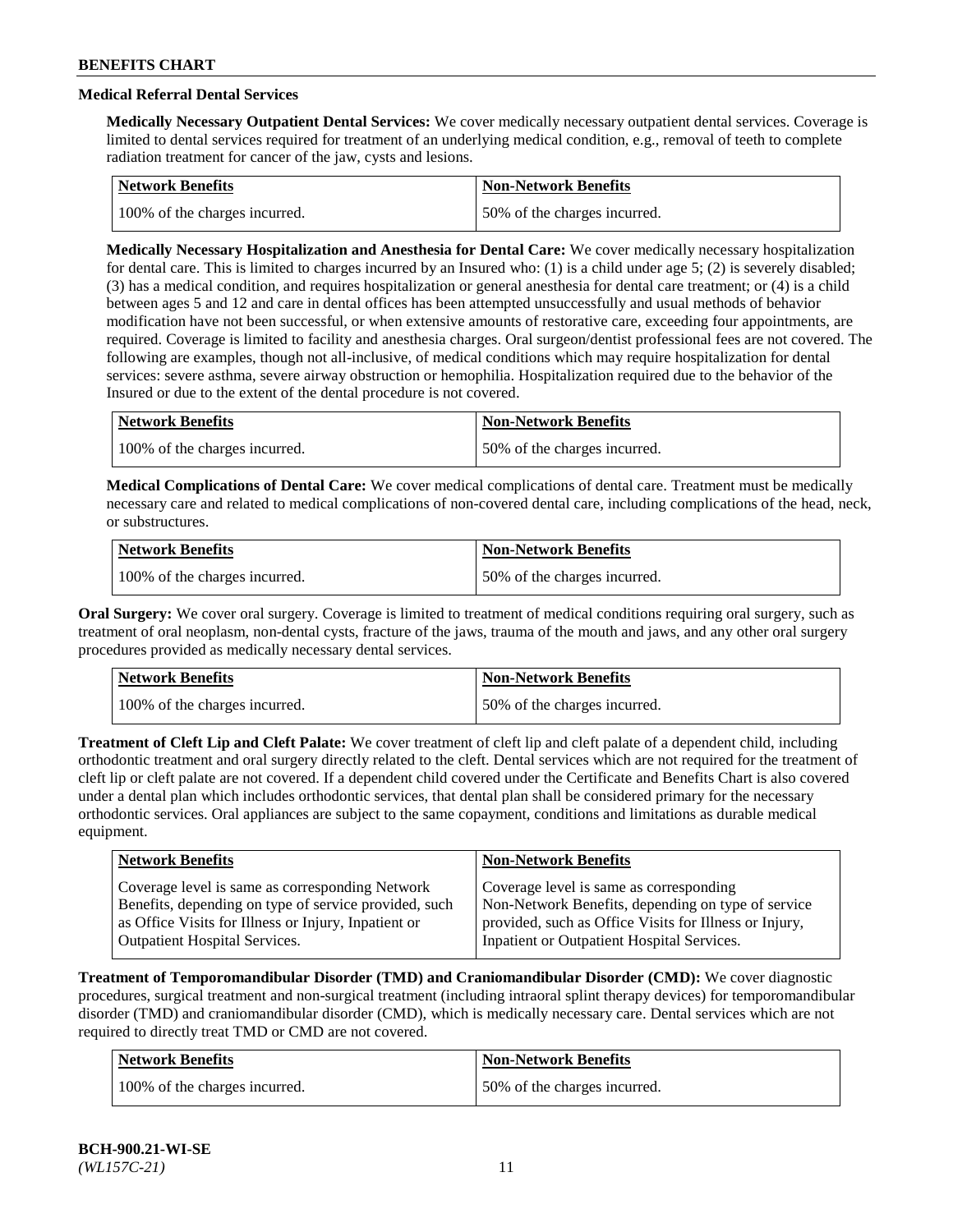### Medical Referral Dental Services

**Medically Necessary Outpatient Dental Services:** We cover medically necessary outpatient dental services. Coverage is limited to dental services required for treatment of an underlying medical condition, e.g., removal of teeth to complete radiation treatment for cancer of the jaw, cysts and lesions.

| Network Benefits | Non-Network Benefits |
| --- | --- |
| 100% of the charges incurred. | 50% of the charges incurred. |

**Medically Necessary Hospitalization and Anesthesia for Dental Care:** We cover medically necessary hospitalization for dental care. This is limited to charges incurred by an Insured who: (1) is a child under age 5; (2) is severely disabled; (3) has a medical condition, and requires hospitalization or general anesthesia for dental care treatment; or (4) is a child between ages 5 and 12 and care in dental offices has been attempted unsuccessfully and usual methods of behavior modification have not been successful, or when extensive amounts of restorative care, exceeding four appointments, are required. Coverage is limited to facility and anesthesia charges. Oral surgeon/dentist professional fees are not covered. The following are examples, though not all-inclusive, of medical conditions which may require hospitalization for dental services: severe asthma, severe airway obstruction or hemophilia. Hospitalization required due to the behavior of the Insured or due to the extent of the dental procedure is not covered.

| Network Benefits | Non-Network Benefits |
| --- | --- |
| 100% of the charges incurred. | 50% of the charges incurred. |

**Medical Complications of Dental Care:** We cover medical complications of dental care. Treatment must be medically necessary care and related to medical complications of non-covered dental care, including complications of the head, neck, or substructures.

| Network Benefits | Non-Network Benefits |
| --- | --- |
| 100% of the charges incurred. | 50% of the charges incurred. |

**Oral Surgery:** We cover oral surgery. Coverage is limited to treatment of medical conditions requiring oral surgery, such as treatment of oral neoplasm, non-dental cysts, fracture of the jaws, trauma of the mouth and jaws, and any other oral surgery procedures provided as medically necessary dental services.

| Network Benefits | Non-Network Benefits |
| --- | --- |
| 100% of the charges incurred. | 50% of the charges incurred. |

**Treatment of Cleft Lip and Cleft Palate:** We cover treatment of cleft lip and cleft palate of a dependent child, including orthodontic treatment and oral surgery directly related to the cleft. Dental services which are not required for the treatment of cleft lip or cleft palate are not covered. If a dependent child covered under the Certificate and Benefits Chart is also covered under a dental plan which includes orthodontic services, that dental plan shall be considered primary for the necessary orthodontic services. Oral appliances are subject to the same copayment, conditions and limitations as durable medical equipment.

| Network Benefits | Non-Network Benefits |
| --- | --- |
| Coverage level is same as corresponding Network Benefits, depending on type of service provided, such as Office Visits for Illness or Injury, Inpatient or Outpatient Hospital Services. | Coverage level is same as corresponding Non-Network Benefits, depending on type of service provided, such as Office Visits for Illness or Injury, Inpatient or Outpatient Hospital Services. |

**Treatment of Temporomandibular Disorder (TMD) and Craniomandibular Disorder (CMD):** We cover diagnostic procedures, surgical treatment and non-surgical treatment (including intraoral splint therapy devices) for temporomandibular disorder (TMD) and craniomandibular disorder (CMD), which is medically necessary care. Dental services which are not required to directly treat TMD or CMD are not covered.

| Network Benefits | Non-Network Benefits |
| --- | --- |
| 100% of the charges incurred. | 50% of the charges incurred. |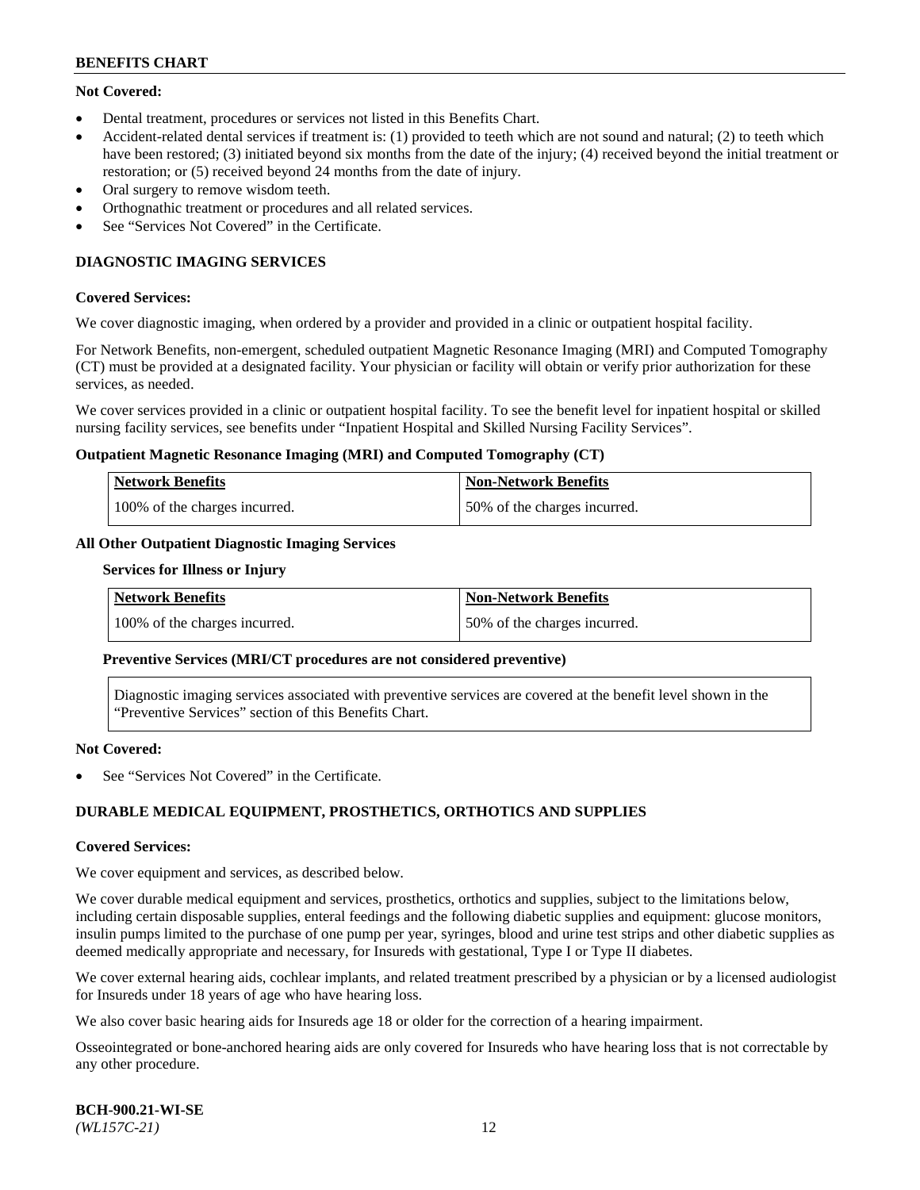**Not Covered:**

- Dental treatment, procedures or services not listed in this Benefits Chart.
- Accident-related dental services if treatment is: (1) provided to teeth which are not sound and natural; (2) to teeth which have been restored; (3) initiated beyond six months from the date of the injury; (4) received beyond the initial treatment or restoration; or (5) received beyond 24 months from the date of injury.
- Oral surgery to remove wisdom teeth.
- Orthognathic treatment or procedures and all related services.
- See "Services Not Covered" in the Certificate.

## DIAGNOSTIC IMAGING SERVICES

**Covered Services:**

We cover diagnostic imaging, when ordered by a provider and provided in a clinic or outpatient hospital facility.

For Network Benefits, non-emergent, scheduled outpatient Magnetic Resonance Imaging (MRI) and Computed Tomography (CT) must be provided at a designated facility. Your physician or facility will obtain or verify prior authorization for these services, as needed.

We cover services provided in a clinic or outpatient hospital facility. To see the benefit level for inpatient hospital or skilled nursing facility services, see benefits under "Inpatient Hospital and Skilled Nursing Facility Services".

**Outpatient Magnetic Resonance Imaging (MRI) and Computed Tomography (CT)**

| Network Benefits | Non-Network Benefits |
|---|---|
| 100% of the charges incurred. | 50% of the charges incurred. |

**All Other Outpatient Diagnostic Imaging Services**

**Services for Illness or Injury**

| Network Benefits | Non-Network Benefits |
|---|---|
| 100% of the charges incurred. | 50% of the charges incurred. |

**Preventive Services (MRI/CT procedures are not considered preventive)**

Diagnostic imaging services associated with preventive services are covered at the benefit level shown in the "Preventive Services" section of this Benefits Chart.

**Not Covered:**

- See "Services Not Covered" in the Certificate.

## DURABLE MEDICAL EQUIPMENT, PROSTHETICS, ORTHOTICS AND SUPPLIES

**Covered Services:**

We cover equipment and services, as described below.

We cover durable medical equipment and services, prosthetics, orthotics and supplies, subject to the limitations below, including certain disposable supplies, enteral feedings and the following diabetic supplies and equipment: glucose monitors, insulin pumps limited to the purchase of one pump per year, syringes, blood and urine test strips and other diabetic supplies as deemed medically appropriate and necessary, for Insureds with gestational, Type I or Type II diabetes.

We cover external hearing aids, cochlear implants, and related treatment prescribed by a physician or by a licensed audiologist for Insureds under 18 years of age who have hearing loss.

We also cover basic hearing aids for Insureds age 18 or older for the correction of a hearing impairment.

Osseointegrated or bone-anchored hearing aids are only covered for Insureds who have hearing loss that is not correctable by any other procedure.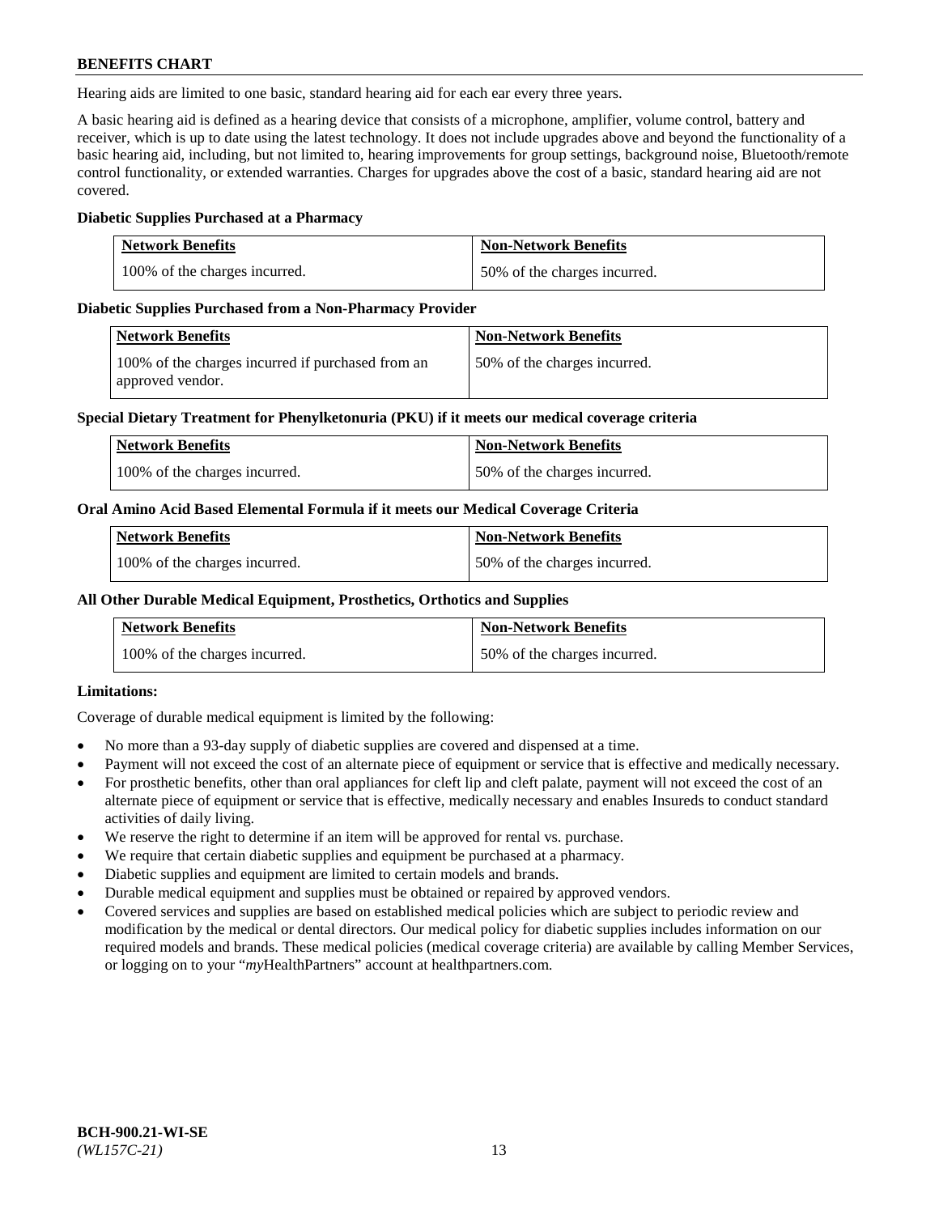Hearing aids are limited to one basic, standard hearing aid for each ear every three years.

A basic hearing aid is defined as a hearing device that consists of a microphone, amplifier, volume control, battery and receiver, which is up to date using the latest technology. It does not include upgrades above and beyond the functionality of a basic hearing aid, including, but not limited to, hearing improvements for group settings, background noise, Bluetooth/remote control functionality, or extended warranties. Charges for upgrades above the cost of a basic, standard hearing aid are not covered.

**Diabetic Supplies Purchased at a Pharmacy**

| Network Benefits | Non-Network Benefits |
|---|---|
| 100% of the charges incurred. | 50% of the charges incurred. |

**Diabetic Supplies Purchased from a Non-Pharmacy Provider**

| Network Benefits | Non-Network Benefits |
|---|---|
| 100% of the charges incurred if purchased from an approved vendor. | 50% of the charges incurred. |

**Special Dietary Treatment for Phenylketonuria (PKU) if it meets our medical coverage criteria**

| Network Benefits | Non-Network Benefits |
|---|---|
| 100% of the charges incurred. | 50% of the charges incurred. |

**Oral Amino Acid Based Elemental Formula if it meets our Medical Coverage Criteria**

| Network Benefits | Non-Network Benefits |
|---|---|
| 100% of the charges incurred. | 50% of the charges incurred. |

**All Other Durable Medical Equipment, Prosthetics, Orthotics and Supplies**

| Network Benefits | Non-Network Benefits |
|---|---|
| 100% of the charges incurred. | 50% of the charges incurred. |

**Limitations:**

Coverage of durable medical equipment is limited by the following:

- No more than a 93-day supply of diabetic supplies are covered and dispensed at a time.
- Payment will not exceed the cost of an alternate piece of equipment or service that is effective and medically necessary.
- For prosthetic benefits, other than oral appliances for cleft lip and cleft palate, payment will not exceed the cost of an alternate piece of equipment or service that is effective, medically necessary and enables Insureds to conduct standard activities of daily living.
- We reserve the right to determine if an item will be approved for rental vs. purchase.
- We require that certain diabetic supplies and equipment be purchased at a pharmacy.
- Diabetic supplies and equipment are limited to certain models and brands.
- Durable medical equipment and supplies must be obtained or repaired by approved vendors.
- Covered services and supplies are based on established medical policies which are subject to periodic review and modification by the medical or dental directors. Our medical policy for diabetic supplies includes information on our required models and brands. These medical policies (medical coverage criteria) are available by calling Member Services, or logging on to your "*my*HealthPartners" account at healthpartners.com.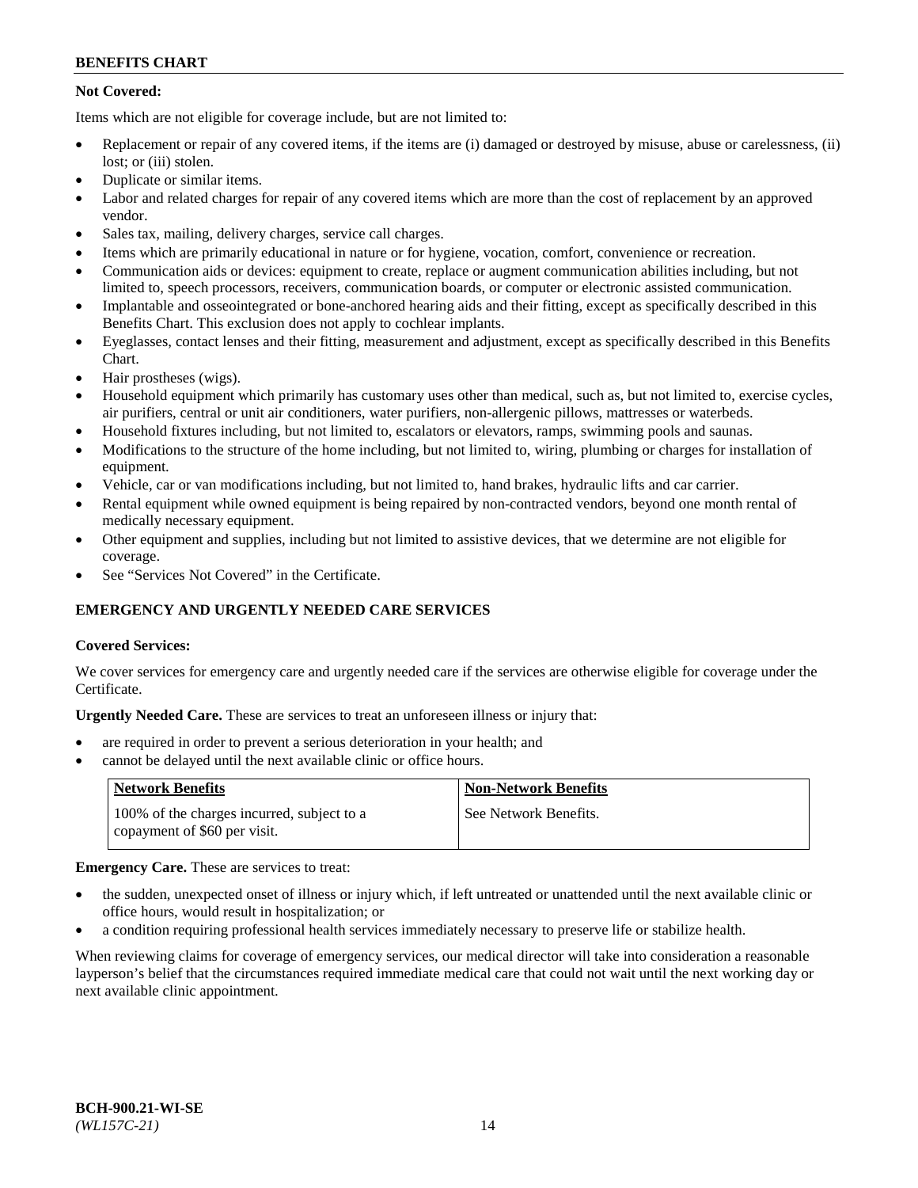**Not Covered:**

Items which are not eligible for coverage include, but are not limited to:

- Replacement or repair of any covered items, if the items are (i) damaged or destroyed by misuse, abuse or carelessness, (ii) lost; or (iii) stolen.
- Duplicate or similar items.
- Labor and related charges for repair of any covered items which are more than the cost of replacement by an approved vendor.
- Sales tax, mailing, delivery charges, service call charges.
- Items which are primarily educational in nature or for hygiene, vocation, comfort, convenience or recreation.
- Communication aids or devices: equipment to create, replace or augment communication abilities including, but not limited to, speech processors, receivers, communication boards, or computer or electronic assisted communication.
- Implantable and osseointegrated or bone-anchored hearing aids and their fitting, except as specifically described in this Benefits Chart. This exclusion does not apply to cochlear implants.
- Eyeglasses, contact lenses and their fitting, measurement and adjustment, except as specifically described in this Benefits Chart.
- Hair prostheses (wigs).
- Household equipment which primarily has customary uses other than medical, such as, but not limited to, exercise cycles, air purifiers, central or unit air conditioners, water purifiers, non-allergenic pillows, mattresses or waterbeds.
- Household fixtures including, but not limited to, escalators or elevators, ramps, swimming pools and saunas.
- Modifications to the structure of the home including, but not limited to, wiring, plumbing or charges for installation of equipment.
- Vehicle, car or van modifications including, but not limited to, hand brakes, hydraulic lifts and car carrier.
- Rental equipment while owned equipment is being repaired by non-contracted vendors, beyond one month rental of medically necessary equipment.
- Other equipment and supplies, including but not limited to assistive devices, that we determine are not eligible for coverage.
- See "Services Not Covered" in the Certificate.

## EMERGENCY AND URGENTLY NEEDED CARE SERVICES

**Covered Services:**

We cover services for emergency care and urgently needed care if the services are otherwise eligible for coverage under the Certificate.

**Urgently Needed Care.** These are services to treat an unforeseen illness or injury that:

- are required in order to prevent a serious deterioration in your health; and
- cannot be delayed until the next available clinic or office hours.

| Network Benefits | Non-Network Benefits |
|---|---|
| 100% of the charges incurred, subject to a copayment of $60 per visit. | See Network Benefits. |

**Emergency Care.** These are services to treat:

- the sudden, unexpected onset of illness or injury which, if left untreated or unattended until the next available clinic or office hours, would result in hospitalization; or
- a condition requiring professional health services immediately necessary to preserve life or stabilize health.

When reviewing claims for coverage of emergency services, our medical director will take into consideration a reasonable layperson's belief that the circumstances required immediate medical care that could not wait until the next working day or next available clinic appointment.

BCH-900.21-WI-SE
*(WL157C-21)*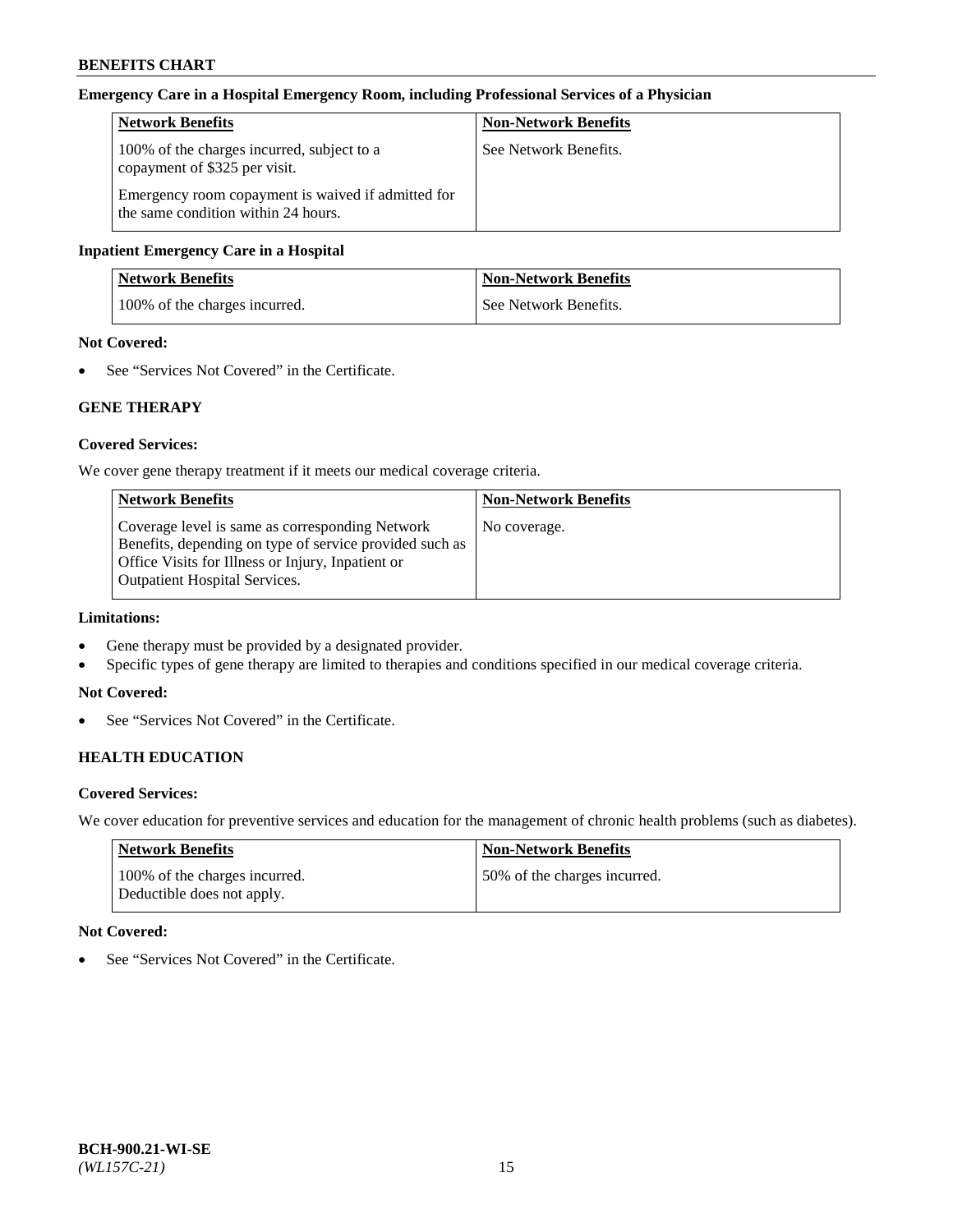**Emergency Care in a Hospital Emergency Room, including Professional Services of a Physician**

| Network Benefits | Non-Network Benefits |
| --- | --- |
| 100% of the charges incurred, subject to a copayment of $325 per visit.<br><br>Emergency room copayment is waived if admitted for the same condition within 24 hours. | See Network Benefits. |

**Inpatient Emergency Care in a Hospital**

| Network Benefits | Non-Network Benefits |
| --- | --- |
| 100% of the charges incurred. | See Network Benefits. |

**Not Covered:**

- See "Services Not Covered" in the Certificate.

## GENE THERAPY

**Covered Services:**

We cover gene therapy treatment if it meets our medical coverage criteria.

| Network Benefits | Non-Network Benefits |
| --- | --- |
| Coverage level is same as corresponding Network Benefits, depending on type of service provided such as Office Visits for Illness or Injury, Inpatient or Outpatient Hospital Services. | No coverage. |

**Limitations:**

- Gene therapy must be provided by a designated provider.
- Specific types of gene therapy are limited to therapies and conditions specified in our medical coverage criteria.

**Not Covered:**

- See "Services Not Covered" in the Certificate.

## HEALTH EDUCATION

**Covered Services:**

We cover education for preventive services and education for the management of chronic health problems (such as diabetes).

| Network Benefits | Non-Network Benefits |
| --- | --- |
| 100% of the charges incurred.<br>Deductible does not apply. | 50% of the charges incurred. |

**Not Covered:**

- See "Services Not Covered" in the Certificate.

BCH-900.21-WI-SE
*(WL157C-21)*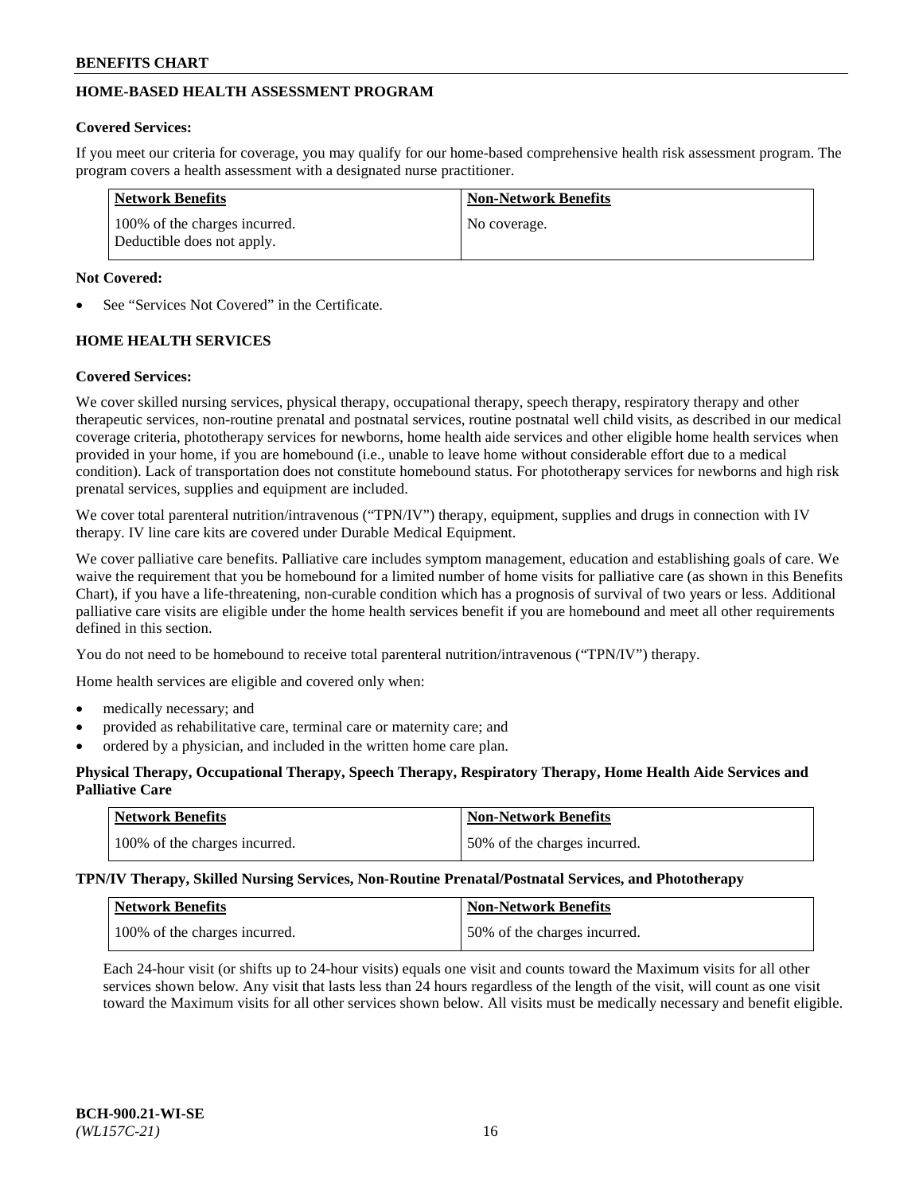## HOME-BASED HEALTH ASSESSMENT PROGRAM

**Covered Services:**

If you meet our criteria for coverage, you may qualify for our home-based comprehensive health risk assessment program. The program covers a health assessment with a designated nurse practitioner.

| Network Benefits | Non-Network Benefits |
| --- | --- |
| 100% of the charges incurred. Deductible does not apply. | No coverage. |

**Not Covered:**

- See "Services Not Covered" in the Certificate.

## HOME HEALTH SERVICES

**Covered Services:**

We cover skilled nursing services, physical therapy, occupational therapy, speech therapy, respiratory therapy and other therapeutic services, non-routine prenatal and postnatal services, routine postnatal well child visits, as described in our medical coverage criteria, phototherapy services for newborns, home health aide services and other eligible home health services when provided in your home, if you are homebound (i.e., unable to leave home without considerable effort due to a medical condition). Lack of transportation does not constitute homebound status. For phototherapy services for newborns and high risk prenatal services, supplies and equipment are included.

We cover total parenteral nutrition/intravenous ("TPN/IV") therapy, equipment, supplies and drugs in connection with IV therapy. IV line care kits are covered under Durable Medical Equipment.

We cover palliative care benefits. Palliative care includes symptom management, education and establishing goals of care. We waive the requirement that you be homebound for a limited number of home visits for palliative care (as shown in this Benefits Chart), if you have a life-threatening, non-curable condition which has a prognosis of survival of two years or less. Additional palliative care visits are eligible under the home health services benefit if you are homebound and meet all other requirements defined in this section.

You do not need to be homebound to receive total parenteral nutrition/intravenous ("TPN/IV") therapy.

Home health services are eligible and covered only when:

- medically necessary; and
- provided as rehabilitative care, terminal care or maternity care; and
- ordered by a physician, and included in the written home care plan.

**Physical Therapy, Occupational Therapy, Speech Therapy, Respiratory Therapy, Home Health Aide Services and Palliative Care**

| Network Benefits | Non-Network Benefits |
| --- | --- |
| 100% of the charges incurred. | 50% of the charges incurred. |

**TPN/IV Therapy, Skilled Nursing Services, Non-Routine Prenatal/Postnatal Services, and Phototherapy**

| Network Benefits | Non-Network Benefits |
| --- | --- |
| 100% of the charges incurred. | 50% of the charges incurred. |

Each 24-hour visit (or shifts up to 24-hour visits) equals one visit and counts toward the Maximum visits for all other services shown below. Any visit that lasts less than 24 hours regardless of the length of the visit, will count as one visit toward the Maximum visits for all other services shown below. All visits must be medically necessary and benefit eligible.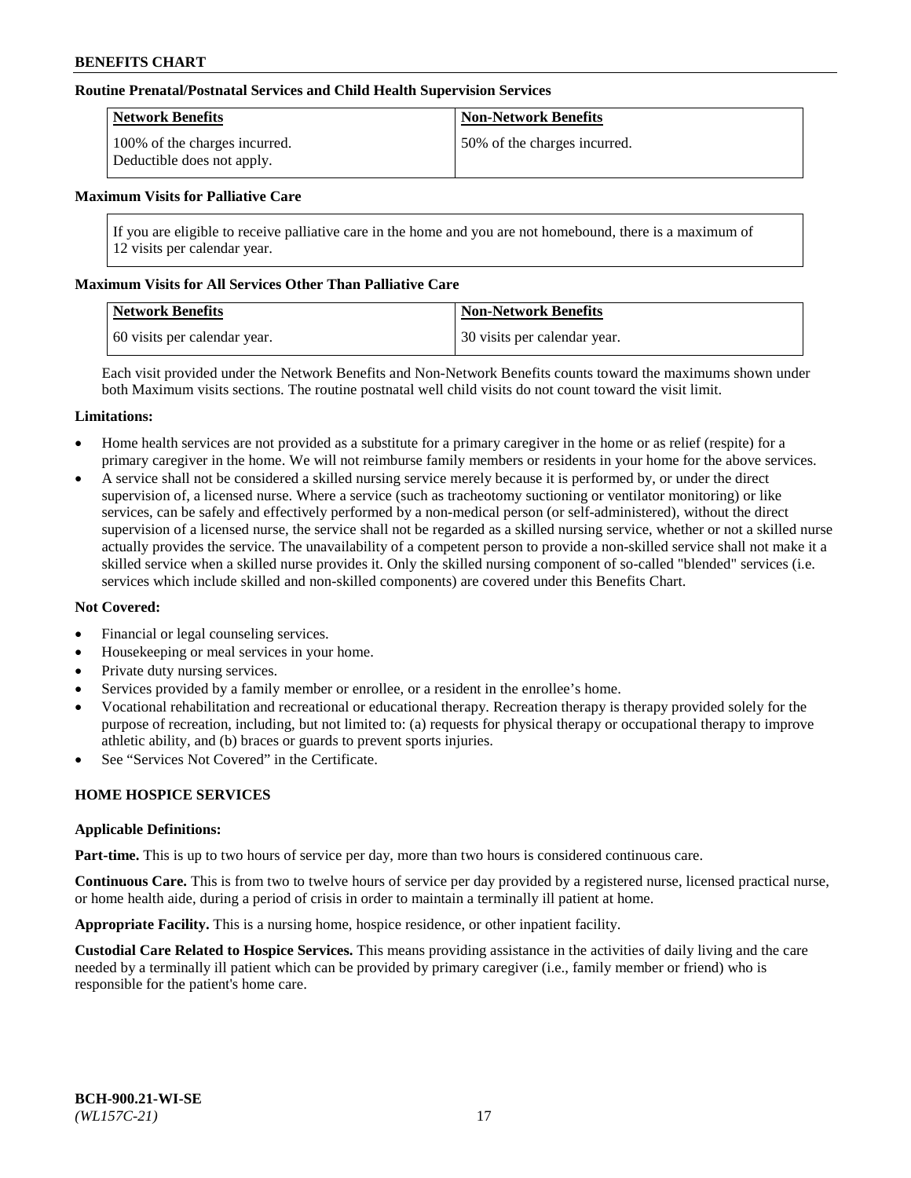**Routine Prenatal/Postnatal Services and Child Health Supervision Services**

| Network Benefits | Non-Network Benefits |
| --- | --- |
| 100% of the charges incurred. Deductible does not apply. | 50% of the charges incurred. |

**Maximum Visits for Palliative Care**

If you are eligible to receive palliative care in the home and you are not homebound, there is a maximum of 12 visits per calendar year.

**Maximum Visits for All Services Other Than Palliative Care**

| Network Benefits | Non-Network Benefits |
| --- | --- |
| 60 visits per calendar year. | 30 visits per calendar year. |

Each visit provided under the Network Benefits and Non-Network Benefits counts toward the maximums shown under both Maximum visits sections. The routine postnatal well child visits do not count toward the visit limit.

**Limitations:**

- Home health services are not provided as a substitute for a primary caregiver in the home or as relief (respite) for a primary caregiver in the home. We will not reimburse family members or residents in your home for the above services.
- A service shall not be considered a skilled nursing service merely because it is performed by, or under the direct supervision of, a licensed nurse. Where a service (such as tracheotomy suctioning or ventilator monitoring) or like services, can be safely and effectively performed by a non-medical person (or self-administered), without the direct supervision of a licensed nurse, the service shall not be regarded as a skilled nursing service, whether or not a skilled nurse actually provides the service. The unavailability of a competent person to provide a non-skilled service shall not make it a skilled service when a skilled nurse provides it. Only the skilled nursing component of so-called "blended" services (i.e. services which include skilled and non-skilled components) are covered under this Benefits Chart.

**Not Covered:**

- Financial or legal counseling services.
- Housekeeping or meal services in your home.
- Private duty nursing services.
- Services provided by a family member or enrollee, or a resident in the enrollee's home.
- Vocational rehabilitation and recreational or educational therapy. Recreation therapy is therapy provided solely for the purpose of recreation, including, but not limited to: (a) requests for physical therapy or occupational therapy to improve athletic ability, and (b) braces or guards to prevent sports injuries.
- See "Services Not Covered" in the Certificate.

**HOME HOSPICE SERVICES**

**Applicable Definitions:**

**Part-time.** This is up to two hours of service per day, more than two hours is considered continuous care.

**Continuous Care.** This is from two to twelve hours of service per day provided by a registered nurse, licensed practical nurse, or home health aide, during a period of crisis in order to maintain a terminally ill patient at home.

**Appropriate Facility.** This is a nursing home, hospice residence, or other inpatient facility.

**Custodial Care Related to Hospice Services.** This means providing assistance in the activities of daily living and the care needed by a terminally ill patient which can be provided by primary caregiver (i.e., family member or friend) who is responsible for the patient's home care.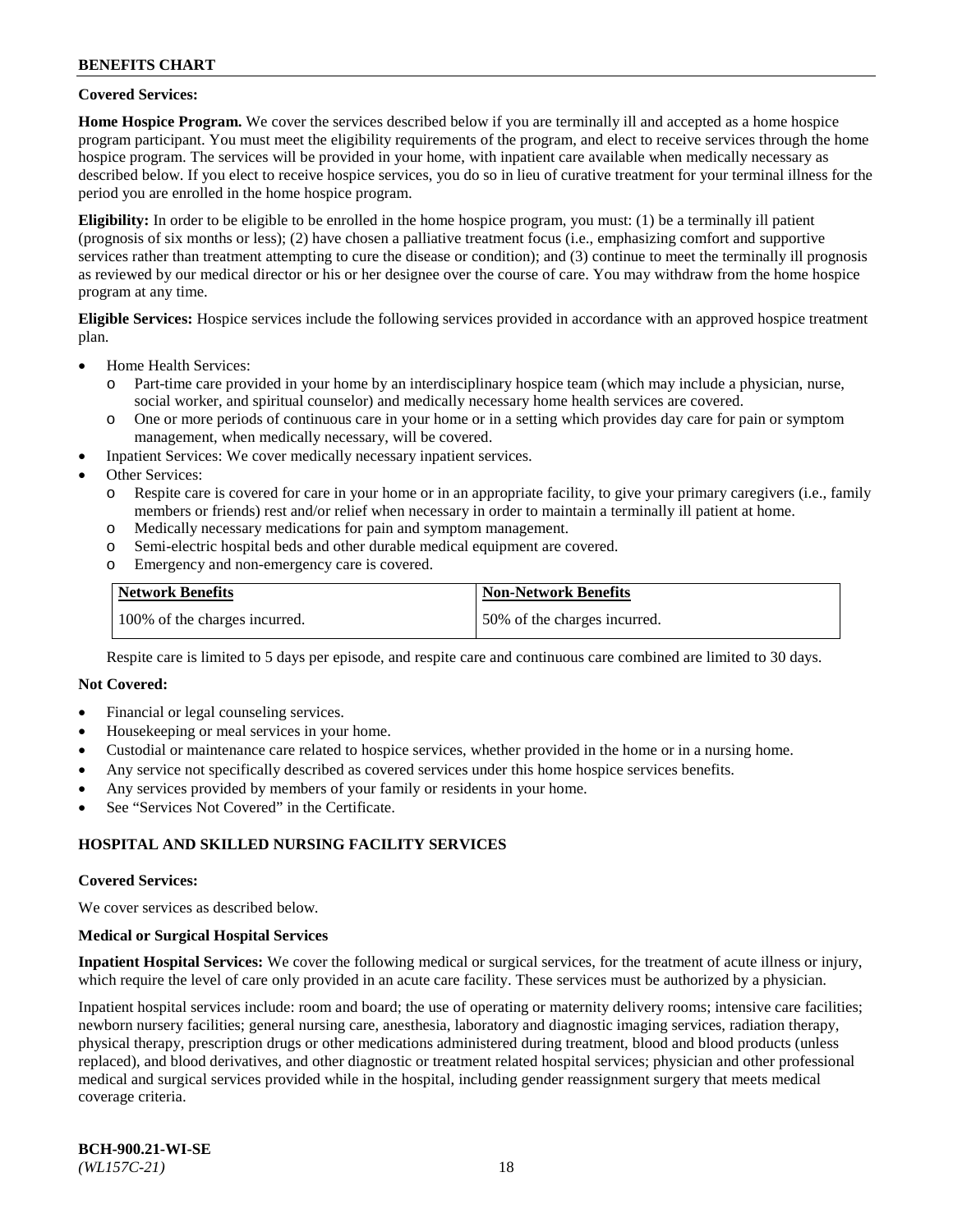**Covered Services:**

**Home Hospice Program.** We cover the services described below if you are terminally ill and accepted as a home hospice program participant. You must meet the eligibility requirements of the program, and elect to receive services through the home hospice program. The services will be provided in your home, with inpatient care available when medically necessary as described below. If you elect to receive hospice services, you do so in lieu of curative treatment for your terminal illness for the period you are enrolled in the home hospice program.

**Eligibility:** In order to be eligible to be enrolled in the home hospice program, you must: (1) be a terminally ill patient (prognosis of six months or less); (2) have chosen a palliative treatment focus (i.e., emphasizing comfort and supportive services rather than treatment attempting to cure the disease or condition); and (3) continue to meet the terminally ill prognosis as reviewed by our medical director or his or her designee over the course of care. You may withdraw from the home hospice program at any time.

**Eligible Services:** Hospice services include the following services provided in accordance with an approved hospice treatment plan.

- Home Health Services:
  - Part-time care provided in your home by an interdisciplinary hospice team (which may include a physician, nurse, social worker, and spiritual counselor) and medically necessary home health services are covered.
  - One or more periods of continuous care in your home or in a setting which provides day care for pain or symptom management, when medically necessary, will be covered.
- Inpatient Services: We cover medically necessary inpatient services.
- Other Services:
  - Respite care is covered for care in your home or in an appropriate facility, to give your primary caregivers (i.e., family members or friends) rest and/or relief when necessary in order to maintain a terminally ill patient at home.
  - Medically necessary medications for pain and symptom management.
  - Semi-electric hospital beds and other durable medical equipment are covered.
  - Emergency and non-emergency care is covered.

| Network Benefits | Non-Network Benefits |
|---|---|
| 100% of the charges incurred. | 50% of the charges incurred. |

Respite care is limited to 5 days per episode, and respite care and continuous care combined are limited to 30 days.

**Not Covered:**

- Financial or legal counseling services.
- Housekeeping or meal services in your home.
- Custodial or maintenance care related to hospice services, whether provided in the home or in a nursing home.
- Any service not specifically described as covered services under this home hospice services benefits.
- Any services provided by members of your family or residents in your home.
- See "Services Not Covered" in the Certificate.

## HOSPITAL AND SKILLED NURSING FACILITY SERVICES

**Covered Services:**

We cover services as described below.

**Medical or Surgical Hospital Services**

**Inpatient Hospital Services:** We cover the following medical or surgical services, for the treatment of acute illness or injury, which require the level of care only provided in an acute care facility. These services must be authorized by a physician.

Inpatient hospital services include: room and board; the use of operating or maternity delivery rooms; intensive care facilities; newborn nursery facilities; general nursing care, anesthesia, laboratory and diagnostic imaging services, radiation therapy, physical therapy, prescription drugs or other medications administered during treatment, blood and blood products (unless replaced), and blood derivatives, and other diagnostic or treatment related hospital services; physician and other professional medical and surgical services provided while in the hospital, including gender reassignment surgery that meets medical coverage criteria.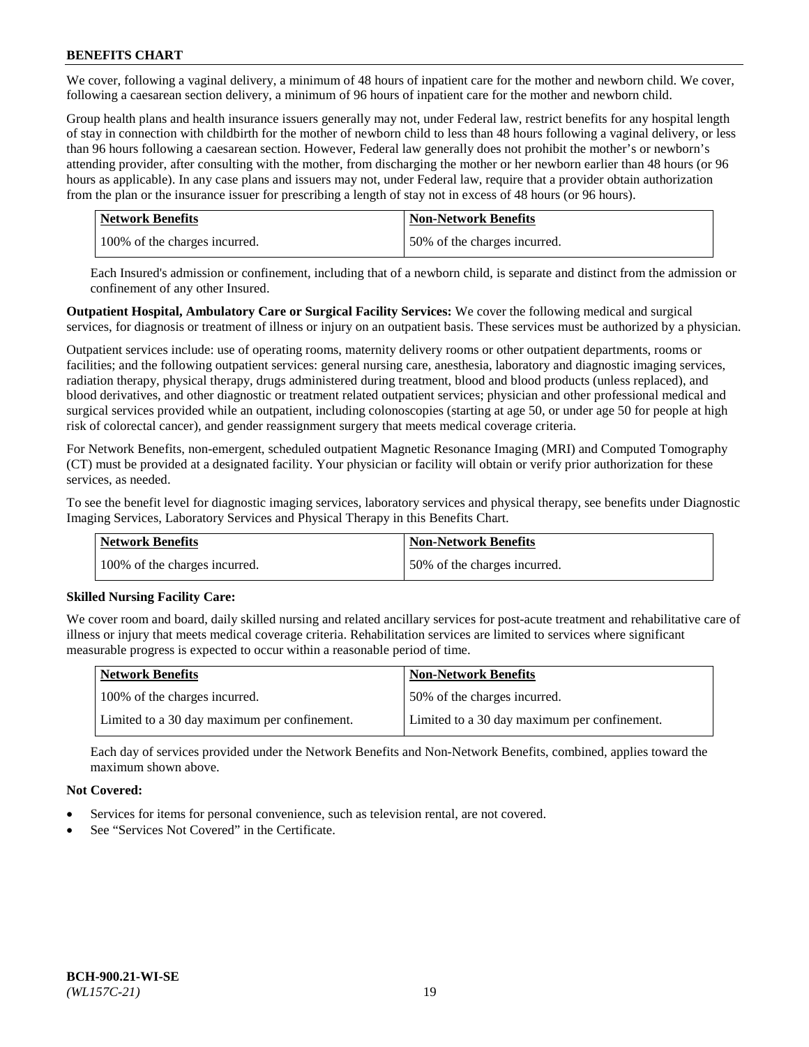We cover, following a vaginal delivery, a minimum of 48 hours of inpatient care for the mother and newborn child. We cover, following a caesarean section delivery, a minimum of 96 hours of inpatient care for the mother and newborn child.

Group health plans and health insurance issuers generally may not, under Federal law, restrict benefits for any hospital length of stay in connection with childbirth for the mother of newborn child to less than 48 hours following a vaginal delivery, or less than 96 hours following a caesarean section. However, Federal law generally does not prohibit the mother's or newborn's attending provider, after consulting with the mother, from discharging the mother or her newborn earlier than 48 hours (or 96 hours as applicable). In any case plans and issuers may not, under Federal law, require that a provider obtain authorization from the plan or the insurance issuer for prescribing a length of stay not in excess of 48 hours (or 96 hours).

| Network Benefits | Non-Network Benefits |
|---|---|
| 100% of the charges incurred. | 50% of the charges incurred. |

Each Insured's admission or confinement, including that of a newborn child, is separate and distinct from the admission or confinement of any other Insured.

**Outpatient Hospital, Ambulatory Care or Surgical Facility Services:** We cover the following medical and surgical services, for diagnosis or treatment of illness or injury on an outpatient basis. These services must be authorized by a physician.

Outpatient services include: use of operating rooms, maternity delivery rooms or other outpatient departments, rooms or facilities; and the following outpatient services: general nursing care, anesthesia, laboratory and diagnostic imaging services, radiation therapy, physical therapy, drugs administered during treatment, blood and blood products (unless replaced), and blood derivatives, and other diagnostic or treatment related outpatient services; physician and other professional medical and surgical services provided while an outpatient, including colonoscopies (starting at age 50, or under age 50 for people at high risk of colorectal cancer), and gender reassignment surgery that meets medical coverage criteria.

For Network Benefits, non-emergent, scheduled outpatient Magnetic Resonance Imaging (MRI) and Computed Tomography (CT) must be provided at a designated facility. Your physician or facility will obtain or verify prior authorization for these services, as needed.

To see the benefit level for diagnostic imaging services, laboratory services and physical therapy, see benefits under Diagnostic Imaging Services, Laboratory Services and Physical Therapy in this Benefits Chart.

| Network Benefits | Non-Network Benefits |
|---|---|
| 100% of the charges incurred. | 50% of the charges incurred. |

**Skilled Nursing Facility Care:**

We cover room and board, daily skilled nursing and related ancillary services for post-acute treatment and rehabilitative care of illness or injury that meets medical coverage criteria. Rehabilitation services are limited to services where significant measurable progress is expected to occur within a reasonable period of time.

| Network Benefits | Non-Network Benefits |
|---|---|
| 100% of the charges incurred. | 50% of the charges incurred. |
| Limited to a 30 day maximum per confinement. | Limited to a 30 day maximum per confinement. |

Each day of services provided under the Network Benefits and Non-Network Benefits, combined, applies toward the maximum shown above.

**Not Covered:**

- Services for items for personal convenience, such as television rental, are not covered.
- See "Services Not Covered" in the Certificate.

BCH-900.21-WI-SE
*(WL157C-21)*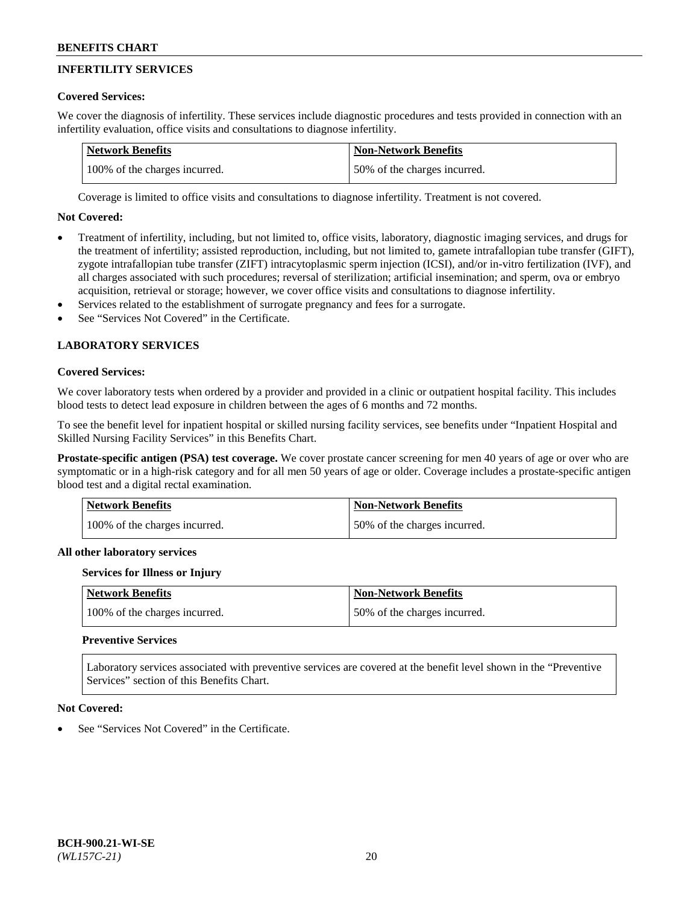## INFERTILITY SERVICES

### Covered Services:

We cover the diagnosis of infertility. These services include diagnostic procedures and tests provided in connection with an infertility evaluation, office visits and consultations to diagnose infertility.

| Network Benefits | Non-Network Benefits |
| --- | --- |
| 100% of the charges incurred. | 50% of the charges incurred. |

Coverage is limited to office visits and consultations to diagnose infertility. Treatment is not covered.

### Not Covered:

- Treatment of infertility, including, but not limited to, office visits, laboratory, diagnostic imaging services, and drugs for the treatment of infertility; assisted reproduction, including, but not limited to, gamete intrafallopian tube transfer (GIFT), zygote intrafallopian tube transfer (ZIFT) intracytoplasmic sperm injection (ICSI), and/or in-vitro fertilization (IVF), and all charges associated with such procedures; reversal of sterilization; artificial insemination; and sperm, ova or embryo acquisition, retrieval or storage; however, we cover office visits and consultations to diagnose infertility.
- Services related to the establishment of surrogate pregnancy and fees for a surrogate.
- See "Services Not Covered" in the Certificate.

## LABORATORY SERVICES

### Covered Services:

We cover laboratory tests when ordered by a provider and provided in a clinic or outpatient hospital facility. This includes blood tests to detect lead exposure in children between the ages of 6 months and 72 months.

To see the benefit level for inpatient hospital or skilled nursing facility services, see benefits under "Inpatient Hospital and Skilled Nursing Facility Services" in this Benefits Chart.

**Prostate-specific antigen (PSA) test coverage.** We cover prostate cancer screening for men 40 years of age or over who are symptomatic or in a high-risk category and for all men 50 years of age or older. Coverage includes a prostate-specific antigen blood test and a digital rectal examination.

| Network Benefits | Non-Network Benefits |
| --- | --- |
| 100% of the charges incurred. | 50% of the charges incurred. |

**All other laboratory services**

**Services for Illness or Injury**

| Network Benefits | Non-Network Benefits |
| --- | --- |
| 100% of the charges incurred. | 50% of the charges incurred. |

**Preventive Services**

Laboratory services associated with preventive services are covered at the benefit level shown in the "Preventive Services" section of this Benefits Chart.

### Not Covered:

- See "Services Not Covered" in the Certificate.

BCH-900.21-WI-SE
*(WL157C-21)*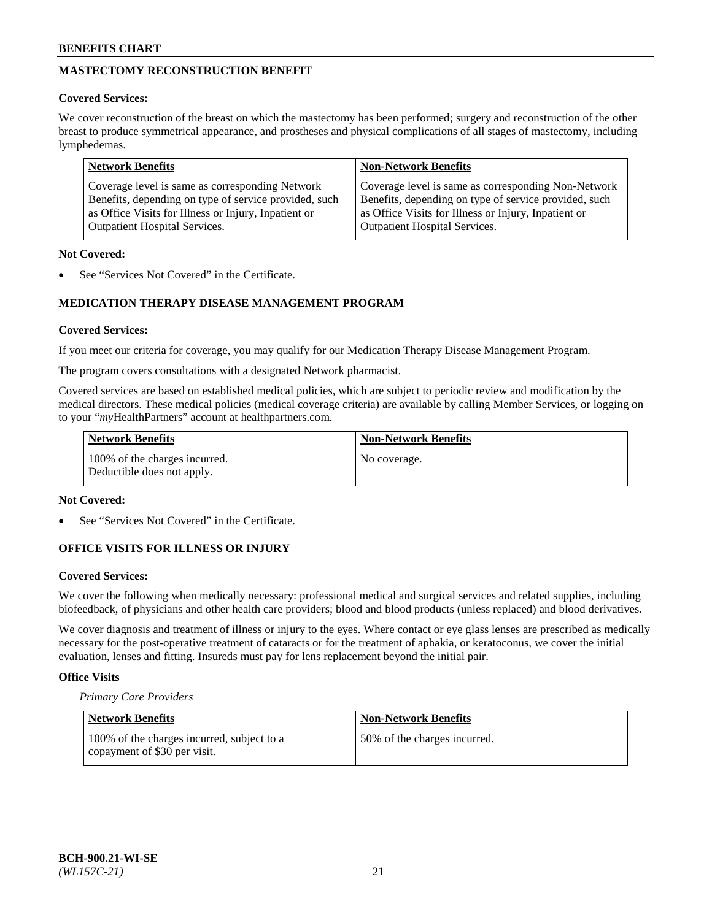## MASTECTOMY RECONSTRUCTION BENEFIT

**Covered Services:**

We cover reconstruction of the breast on which the mastectomy has been performed; surgery and reconstruction of the other breast to produce symmetrical appearance, and prostheses and physical complications of all stages of mastectomy, including lymphedemas.

| Network Benefits | Non-Network Benefits |
|---|---|
| Coverage level is same as corresponding Network Benefits, depending on type of service provided, such as Office Visits for Illness or Injury, Inpatient or Outpatient Hospital Services. | Coverage level is same as corresponding Non-Network Benefits, depending on type of service provided, such as Office Visits for Illness or Injury, Inpatient or Outpatient Hospital Services. |

**Not Covered:**

- See "Services Not Covered" in the Certificate.

## MEDICATION THERAPY DISEASE MANAGEMENT PROGRAM

**Covered Services:**

If you meet our criteria for coverage, you may qualify for our Medication Therapy Disease Management Program.

The program covers consultations with a designated Network pharmacist.

Covered services are based on established medical policies, which are subject to periodic review and modification by the medical directors. These medical policies (medical coverage criteria) are available by calling Member Services, or logging on to your "*my*HealthPartners" account at healthpartners.com.

| Network Benefits | Non-Network Benefits |
|---|---|
| 100% of the charges incurred. Deductible does not apply. | No coverage. |

**Not Covered:**

- See "Services Not Covered" in the Certificate.

## OFFICE VISITS FOR ILLNESS OR INJURY

**Covered Services:**

We cover the following when medically necessary: professional medical and surgical services and related supplies, including biofeedback, of physicians and other health care providers; blood and blood products (unless replaced) and blood derivatives.

We cover diagnosis and treatment of illness or injury to the eyes. Where contact or eye glass lenses are prescribed as medically necessary for the post-operative treatment of cataracts or for the treatment of aphakia, or keratoconus, we cover the initial evaluation, lenses and fitting. Insureds must pay for lens replacement beyond the initial pair.

**Office Visits**

*Primary Care Providers*

| Network Benefits | Non-Network Benefits |
|---|---|
| 100% of the charges incurred, subject to a copayment of $30 per visit. | 50% of the charges incurred. |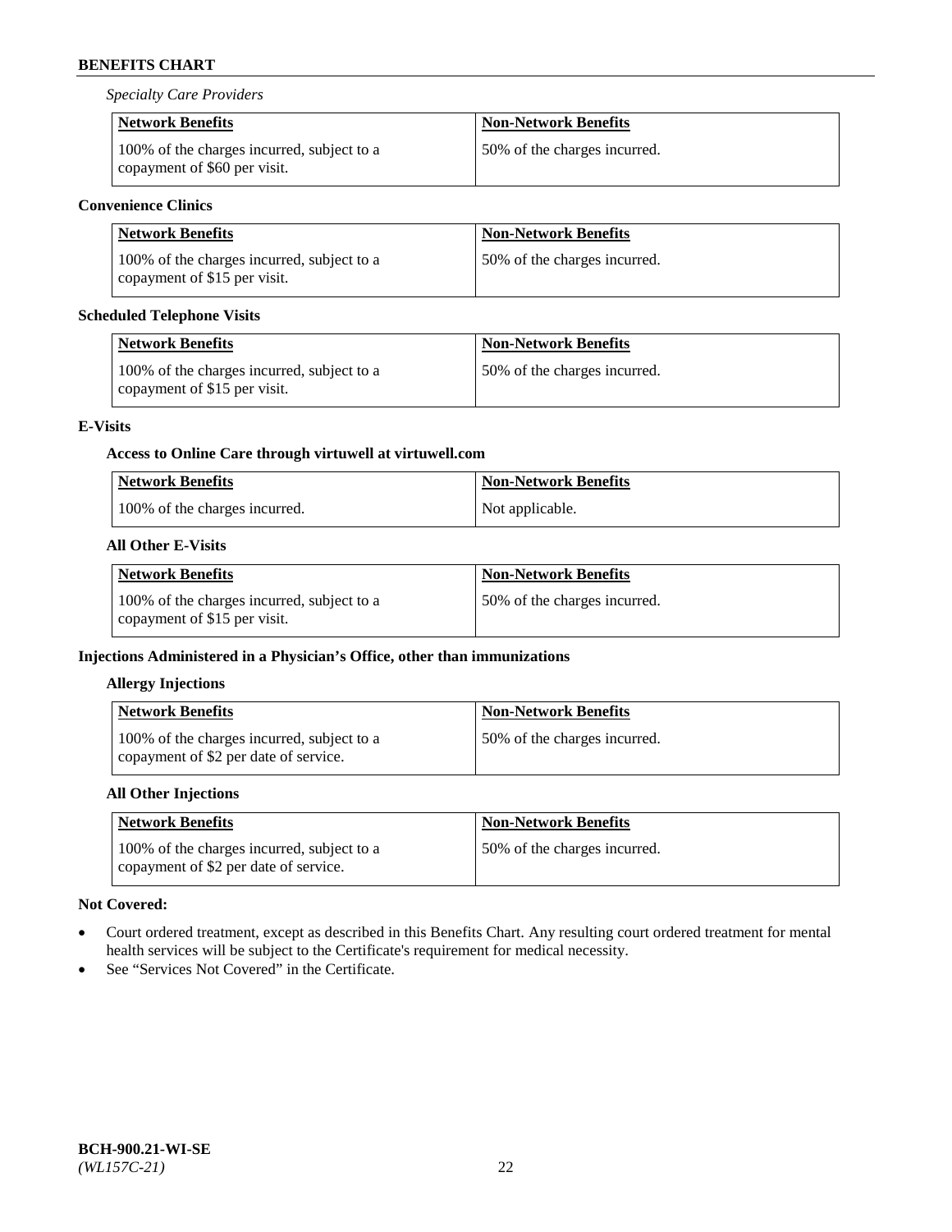*Specialty Care Providers*

| Network Benefits | Non-Network Benefits |
|---|---|
| 100% of the charges incurred, subject to a copayment of $60 per visit. | 50% of the charges incurred. |

**Convenience Clinics**

| Network Benefits | Non-Network Benefits |
|---|---|
| 100% of the charges incurred, subject to a copayment of $15 per visit. | 50% of the charges incurred. |

**Scheduled Telephone Visits**

| Network Benefits | Non-Network Benefits |
|---|---|
| 100% of the charges incurred, subject to a copayment of $15 per visit. | 50% of the charges incurred. |

**E-Visits**

**Access to Online Care through virtuwell at virtuwell.com**

| Network Benefits | Non-Network Benefits |
|---|---|
| 100% of the charges incurred. | Not applicable. |

**All Other E-Visits**

| Network Benefits | Non-Network Benefits |
|---|---|
| 100% of the charges incurred, subject to a copayment of $15 per visit. | 50% of the charges incurred. |

**Injections Administered in a Physician's Office, other than immunizations**

**Allergy Injections**

| Network Benefits | Non-Network Benefits |
|---|---|
| 100% of the charges incurred, subject to a copayment of $2 per date of service. | 50% of the charges incurred. |

**All Other Injections**

| Network Benefits | Non-Network Benefits |
|---|---|
| 100% of the charges incurred, subject to a copayment of $2 per date of service. | 50% of the charges incurred. |

**Not Covered:**

- Court ordered treatment, except as described in this Benefits Chart. Any resulting court ordered treatment for mental health services will be subject to the Certificate's requirement for medical necessity.
- See "Services Not Covered" in the Certificate.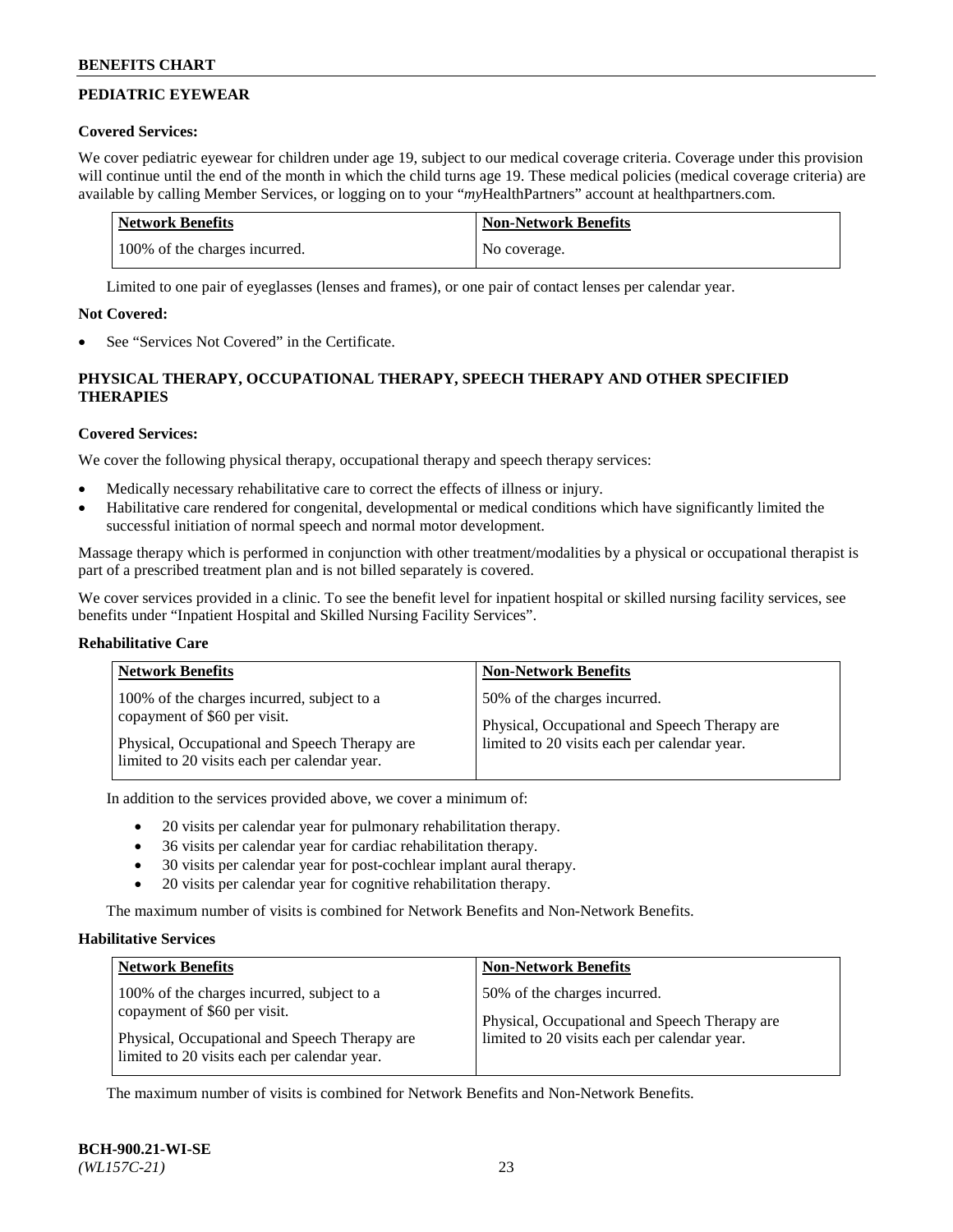## PEDIATRIC EYEWEAR

**Covered Services:**

We cover pediatric eyewear for children under age 19, subject to our medical coverage criteria. Coverage under this provision will continue until the end of the month in which the child turns age 19. These medical policies (medical coverage criteria) are available by calling Member Services, or logging on to your "*my*HealthPartners" account at healthpartners.com.

| Network Benefits | Non-Network Benefits |
|---|---|
| 100% of the charges incurred. | No coverage. |

Limited to one pair of eyeglasses (lenses and frames), or one pair of contact lenses per calendar year.

**Not Covered:**

- See "Services Not Covered" in the Certificate.

## PHYSICAL THERAPY, OCCUPATIONAL THERAPY, SPEECH THERAPY AND OTHER SPECIFIED THERAPIES

**Covered Services:**

We cover the following physical therapy, occupational therapy and speech therapy services:

- Medically necessary rehabilitative care to correct the effects of illness or injury.
- Habilitative care rendered for congenital, developmental or medical conditions which have significantly limited the successful initiation of normal speech and normal motor development.

Massage therapy which is performed in conjunction with other treatment/modalities by a physical or occupational therapist is part of a prescribed treatment plan and is not billed separately is covered.

We cover services provided in a clinic. To see the benefit level for inpatient hospital or skilled nursing facility services, see benefits under "Inpatient Hospital and Skilled Nursing Facility Services".

**Rehabilitative Care**

| Network Benefits | Non-Network Benefits |
|---|---|
| 100% of the charges incurred, subject to a copayment of $60 per visit.<br><br>Physical, Occupational and Speech Therapy are limited to 20 visits each per calendar year. | 50% of the charges incurred.<br><br>Physical, Occupational and Speech Therapy are limited to 20 visits each per calendar year. |

In addition to the services provided above, we cover a minimum of:

- 20 visits per calendar year for pulmonary rehabilitation therapy.
- 36 visits per calendar year for cardiac rehabilitation therapy.
- 30 visits per calendar year for post-cochlear implant aural therapy.
- 20 visits per calendar year for cognitive rehabilitation therapy.

The maximum number of visits is combined for Network Benefits and Non-Network Benefits.

**Habilitative Services**

| Network Benefits | Non-Network Benefits |
|---|---|
| 100% of the charges incurred, subject to a copayment of $60 per visit.<br><br>Physical, Occupational and Speech Therapy are limited to 20 visits each per calendar year. | 50% of the charges incurred.<br><br>Physical, Occupational and Speech Therapy are limited to 20 visits each per calendar year. |

The maximum number of visits is combined for Network Benefits and Non-Network Benefits.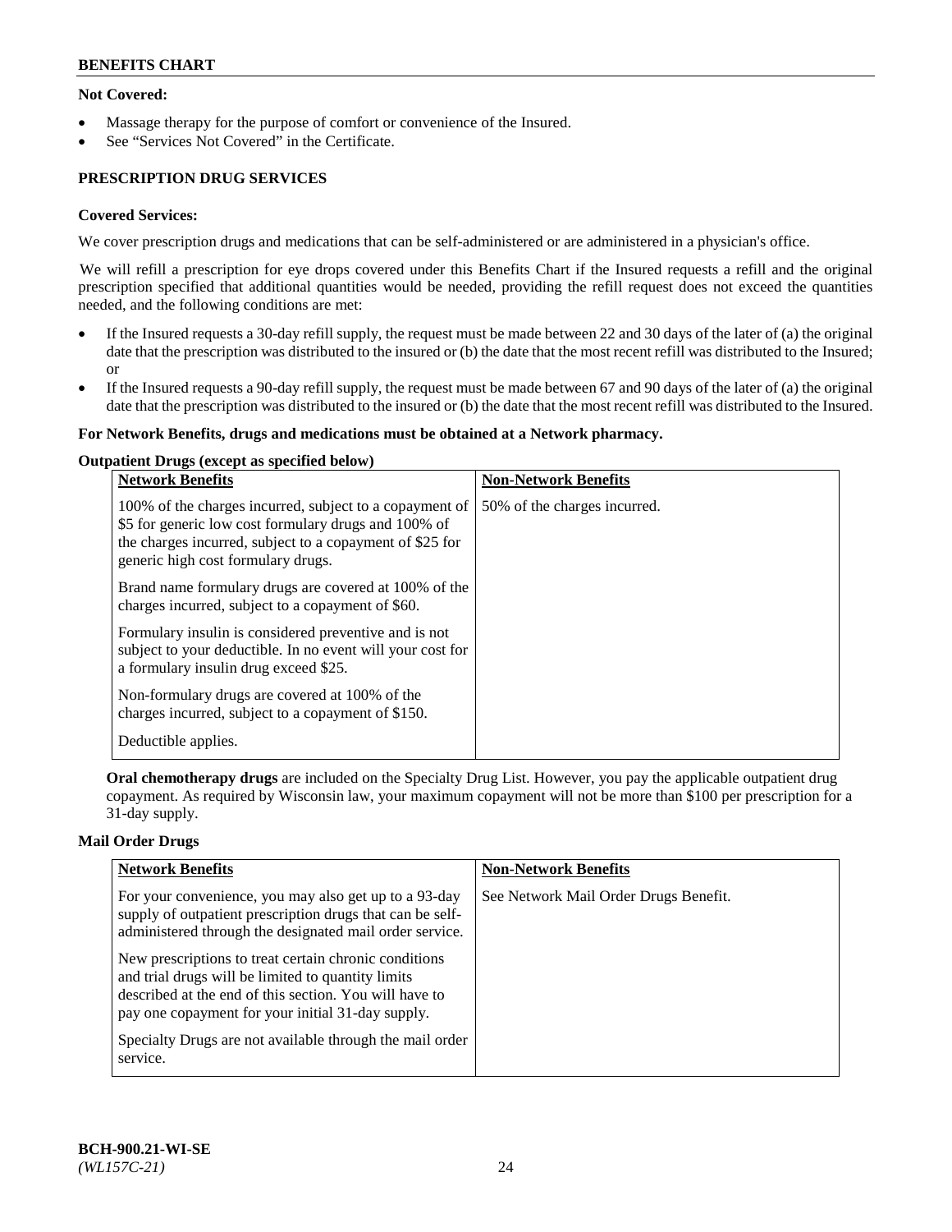**Not Covered:**

- Massage therapy for the purpose of comfort or convenience of the Insured.
- See "Services Not Covered" in the Certificate.

## PRESCRIPTION DRUG SERVICES

**Covered Services:**

We cover prescription drugs and medications that can be self-administered or are administered in a physician's office.

We will refill a prescription for eye drops covered under this Benefits Chart if the Insured requests a refill and the original prescription specified that additional quantities would be needed, providing the refill request does not exceed the quantities needed, and the following conditions are met:

- If the Insured requests a 30-day refill supply, the request must be made between 22 and 30 days of the later of (a) the original date that the prescription was distributed to the insured or (b) the date that the most recent refill was distributed to the Insured; or
- If the Insured requests a 90-day refill supply, the request must be made between 67 and 90 days of the later of (a) the original date that the prescription was distributed to the insured or (b) the date that the most recent refill was distributed to the Insured.

**For Network Benefits, drugs and medications must be obtained at a Network pharmacy.**

**Outpatient Drugs (except as specified below)**

| Network Benefits | Non-Network Benefits |
| --- | --- |
| 100% of the charges incurred, subject to a copayment of $5 for generic low cost formulary drugs and 100% of the charges incurred, subject to a copayment of $25 for generic high cost formulary drugs.<br><br>Brand name formulary drugs are covered at 100% of the charges incurred, subject to a copayment of $60.<br><br>Formulary insulin is considered preventive and is not subject to your deductible. In no event will your cost for a formulary insulin drug exceed $25.<br><br>Non-formulary drugs are covered at 100% of the charges incurred, subject to a copayment of $150.<br><br>Deductible applies. | 50% of the charges incurred. |

**Oral chemotherapy drugs** are included on the Specialty Drug List. However, you pay the applicable outpatient drug copayment. As required by Wisconsin law, your maximum copayment will not be more than $100 per prescription for a 31-day supply.

**Mail Order Drugs**

| Network Benefits | Non-Network Benefits |
| --- | --- |
| For your convenience, you may also get up to a 93-day supply of outpatient prescription drugs that can be self-administered through the designated mail order service.<br><br>New prescriptions to treat certain chronic conditions and trial drugs will be limited to quantity limits described at the end of this section. You will have to pay one copayment for your initial 31-day supply.<br><br>Specialty Drugs are not available through the mail order service. | See Network Mail Order Drugs Benefit. |

BCH-900.21-WI-SE
*(WL157C-21)*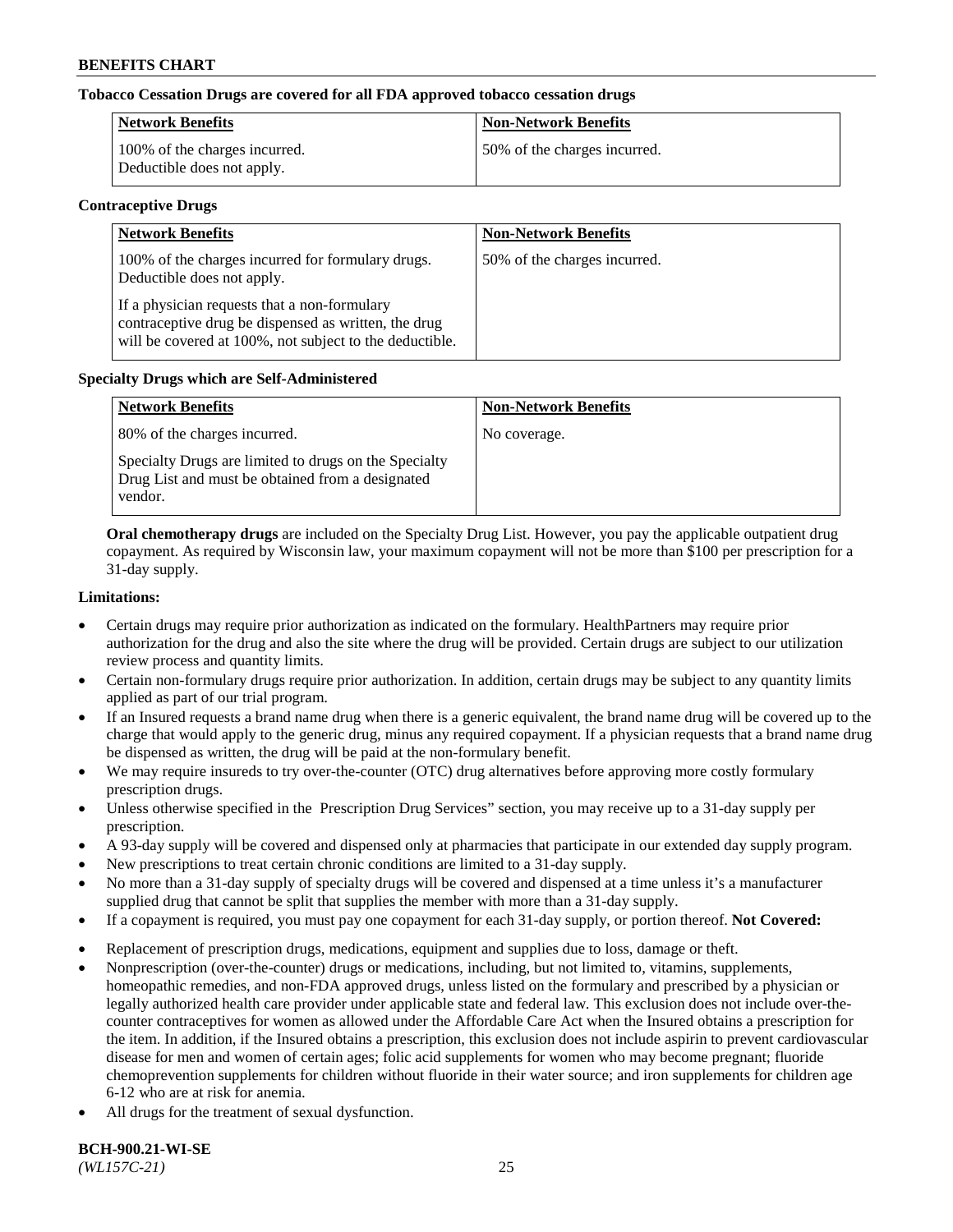**Tobacco Cessation Drugs are covered for all FDA approved tobacco cessation drugs**

| Network Benefits | Non-Network Benefits |
|---|---|
| 100% of the charges incurred. Deductible does not apply. | 50% of the charges incurred. |

**Contraceptive Drugs**

| Network Benefits | Non-Network Benefits |
|---|---|
| 100% of the charges incurred for formulary drugs. Deductible does not apply. If a physician requests that a non-formulary contraceptive drug be dispensed as written, the drug will be covered at 100%, not subject to the deductible. | 50% of the charges incurred. |

**Specialty Drugs which are Self-Administered**

| Network Benefits | Non-Network Benefits |
|---|---|
| 80% of the charges incurred. Specialty Drugs are limited to drugs on the Specialty Drug List and must be obtained from a designated vendor. | No coverage. |

**Oral chemotherapy drugs** are included on the Specialty Drug List. However, you pay the applicable outpatient drug copayment. As required by Wisconsin law, your maximum copayment will not be more than $100 per prescription for a 31-day supply.

**Limitations:**

- Certain drugs may require prior authorization as indicated on the formulary. HealthPartners may require prior authorization for the drug and also the site where the drug will be provided. Certain drugs are subject to our utilization review process and quantity limits.
- Certain non-formulary drugs require prior authorization. In addition, certain drugs may be subject to any quantity limits applied as part of our trial program.
- If an Insured requests a brand name drug when there is a generic equivalent, the brand name drug will be covered up to the charge that would apply to the generic drug, minus any required copayment. If a physician requests that a brand name drug be dispensed as written, the drug will be paid at the non-formulary benefit.
- We may require insureds to try over-the-counter (OTC) drug alternatives before approving more costly formulary prescription drugs.
- Unless otherwise specified in the Prescription Drug Services" section, you may receive up to a 31-day supply per prescription.
- A 93-day supply will be covered and dispensed only at pharmacies that participate in our extended day supply program.
- New prescriptions to treat certain chronic conditions are limited to a 31-day supply.
- No more than a 31-day supply of specialty drugs will be covered and dispensed at a time unless it's a manufacturer supplied drug that cannot be split that supplies the member with more than a 31-day supply.
- If a copayment is required, you must pay one copayment for each 31-day supply, or portion thereof. **Not Covered:**
- Replacement of prescription drugs, medications, equipment and supplies due to loss, damage or theft.
- Nonprescription (over-the-counter) drugs or medications, including, but not limited to, vitamins, supplements, homeopathic remedies, and non-FDA approved drugs, unless listed on the formulary and prescribed by a physician or legally authorized health care provider under applicable state and federal law. This exclusion does not include over-the-counter contraceptives for women as allowed under the Affordable Care Act when the Insured obtains a prescription for the item. In addition, if the Insured obtains a prescription, this exclusion does not include aspirin to prevent cardiovascular disease for men and women of certain ages; folic acid supplements for women who may become pregnant; fluoride chemoprevention supplements for children without fluoride in their water source; and iron supplements for children age 6-12 who are at risk for anemia.
- All drugs for the treatment of sexual dysfunction.

**BCH-900.21-WI-SE**
*(WL157C-21)*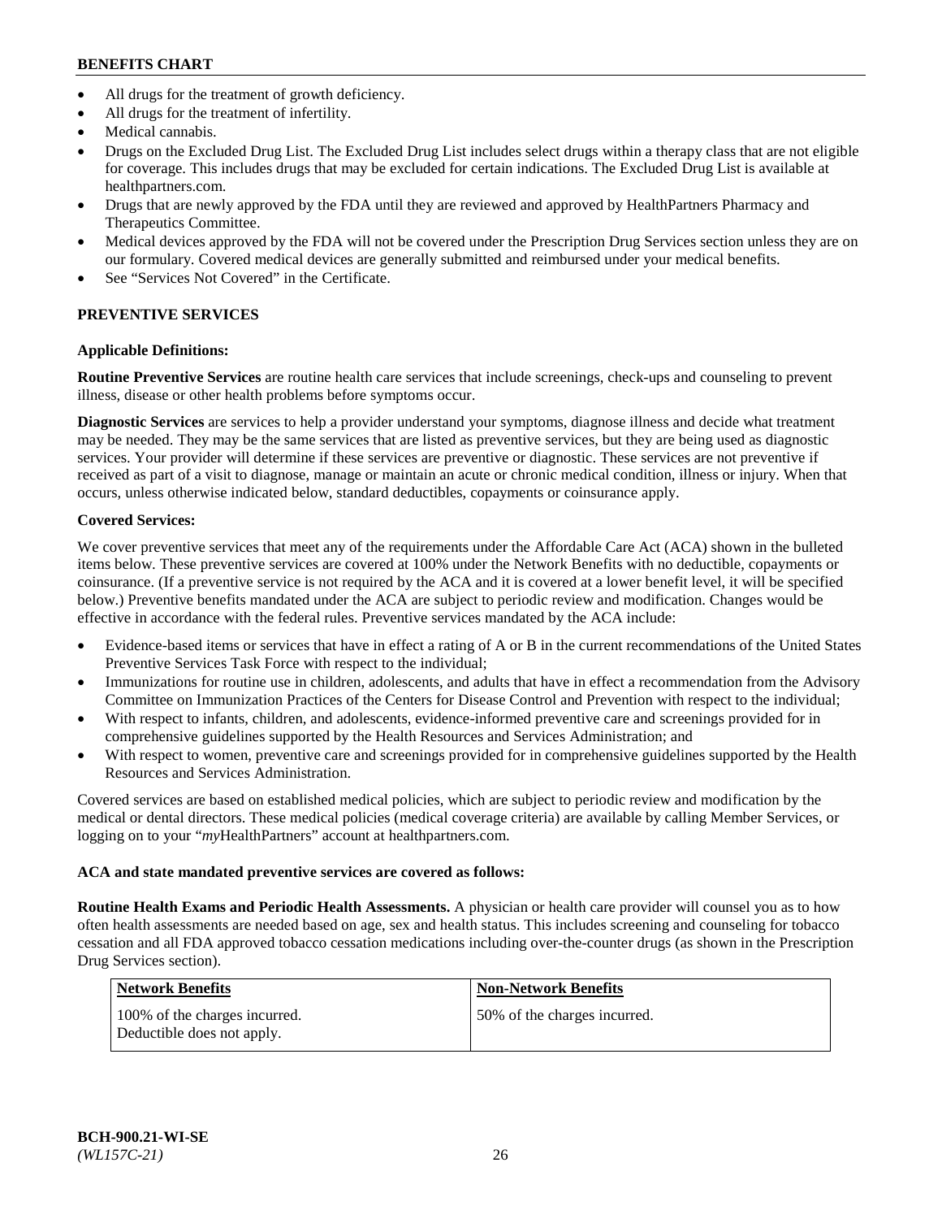- All drugs for the treatment of growth deficiency.
- All drugs for the treatment of infertility.
- Medical cannabis.
- Drugs on the Excluded Drug List. The Excluded Drug List includes select drugs within a therapy class that are not eligible for coverage. This includes drugs that may be excluded for certain indications. The Excluded Drug List is available at healthpartners.com.
- Drugs that are newly approved by the FDA until they are reviewed and approved by HealthPartners Pharmacy and Therapeutics Committee.
- Medical devices approved by the FDA will not be covered under the Prescription Drug Services section unless they are on our formulary. Covered medical devices are generally submitted and reimbursed under your medical benefits.
- See "Services Not Covered" in the Certificate.

## PREVENTIVE SERVICES

### Applicable Definitions:

**Routine Preventive Services** are routine health care services that include screenings, check-ups and counseling to prevent illness, disease or other health problems before symptoms occur.

**Diagnostic Services** are services to help a provider understand your symptoms, diagnose illness and decide what treatment may be needed. They may be the same services that are listed as preventive services, but they are being used as diagnostic services. Your provider will determine if these services are preventive or diagnostic. These services are not preventive if received as part of a visit to diagnose, manage or maintain an acute or chronic medical condition, illness or injury. When that occurs, unless otherwise indicated below, standard deductibles, copayments or coinsurance apply.

### Covered Services:

We cover preventive services that meet any of the requirements under the Affordable Care Act (ACA) shown in the bulleted items below. These preventive services are covered at 100% under the Network Benefits with no deductible, copayments or coinsurance. (If a preventive service is not required by the ACA and it is covered at a lower benefit level, it will be specified below.) Preventive benefits mandated under the ACA are subject to periodic review and modification. Changes would be effective in accordance with the federal rules. Preventive services mandated by the ACA include:

- Evidence-based items or services that have in effect a rating of A or B in the current recommendations of the United States Preventive Services Task Force with respect to the individual;
- Immunizations for routine use in children, adolescents, and adults that have in effect a recommendation from the Advisory Committee on Immunization Practices of the Centers for Disease Control and Prevention with respect to the individual;
- With respect to infants, children, and adolescents, evidence-informed preventive care and screenings provided for in comprehensive guidelines supported by the Health Resources and Services Administration; and
- With respect to women, preventive care and screenings provided for in comprehensive guidelines supported by the Health Resources and Services Administration.

Covered services are based on established medical policies, which are subject to periodic review and modification by the medical or dental directors. These medical policies (medical coverage criteria) are available by calling Member Services, or logging on to your "*my*HealthPartners" account at healthpartners.com.

**ACA and state mandated preventive services are covered as follows:**

**Routine Health Exams and Periodic Health Assessments.** A physician or health care provider will counsel you as to how often health assessments are needed based on age, sex and health status. This includes screening and counseling for tobacco cessation and all FDA approved tobacco cessation medications including over-the-counter drugs (as shown in the Prescription Drug Services section).

| Network Benefits | Non-Network Benefits |
| --- | --- |
| 100% of the charges incurred. Deductible does not apply. | 50% of the charges incurred. |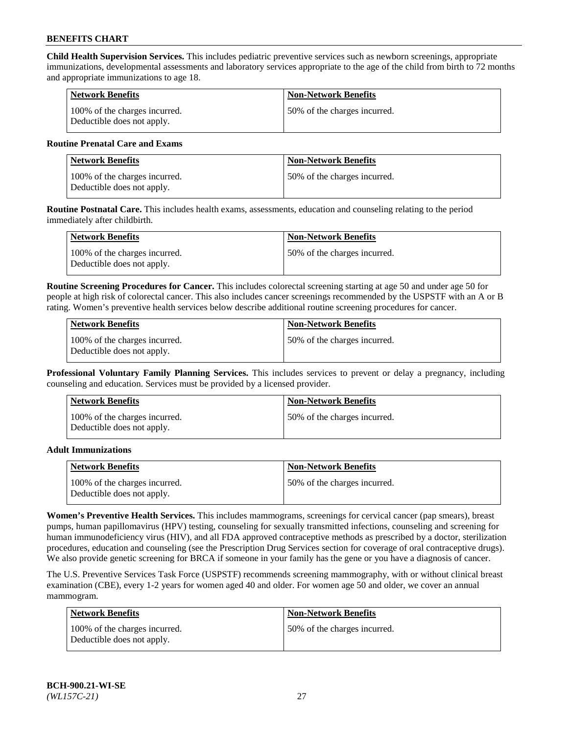**Child Health Supervision Services.** This includes pediatric preventive services such as newborn screenings, appropriate immunizations, developmental assessments and laboratory services appropriate to the age of the child from birth to 72 months and appropriate immunizations to age 18.

| Network Benefits | Non-Network Benefits |
| --- | --- |
| 100% of the charges incurred. Deductible does not apply. | 50% of the charges incurred. |

**Routine Prenatal Care and Exams**

| Network Benefits | Non-Network Benefits |
| --- | --- |
| 100% of the charges incurred. Deductible does not apply. | 50% of the charges incurred. |

**Routine Postnatal Care.** This includes health exams, assessments, education and counseling relating to the period immediately after childbirth.

| Network Benefits | Non-Network Benefits |
| --- | --- |
| 100% of the charges incurred. Deductible does not apply. | 50% of the charges incurred. |

**Routine Screening Procedures for Cancer.** This includes colorectal screening starting at age 50 and under age 50 for people at high risk of colorectal cancer. This also includes cancer screenings recommended by the USPSTF with an A or B rating. Women's preventive health services below describe additional routine screening procedures for cancer.

| Network Benefits | Non-Network Benefits |
| --- | --- |
| 100% of the charges incurred. Deductible does not apply. | 50% of the charges incurred. |

**Professional Voluntary Family Planning Services.** This includes services to prevent or delay a pregnancy, including counseling and education. Services must be provided by a licensed provider.

| Network Benefits | Non-Network Benefits |
| --- | --- |
| 100% of the charges incurred. Deductible does not apply. | 50% of the charges incurred. |

**Adult Immunizations**

| Network Benefits | Non-Network Benefits |
| --- | --- |
| 100% of the charges incurred. Deductible does not apply. | 50% of the charges incurred. |

**Women's Preventive Health Services.** This includes mammograms, screenings for cervical cancer (pap smears), breast pumps, human papillomavirus (HPV) testing, counseling for sexually transmitted infections, counseling and screening for human immunodeficiency virus (HIV), and all FDA approved contraceptive methods as prescribed by a doctor, sterilization procedures, education and counseling (see the Prescription Drug Services section for coverage of oral contraceptive drugs). We also provide genetic screening for BRCA if someone in your family has the gene or you have a diagnosis of cancer.

The U.S. Preventive Services Task Force (USPSTF) recommends screening mammography, with or without clinical breast examination (CBE), every 1-2 years for women aged 40 and older. For women age 50 and older, we cover an annual mammogram.

| Network Benefits | Non-Network Benefits |
| --- | --- |
| 100% of the charges incurred. Deductible does not apply. | 50% of the charges incurred. |

**BCH-900.21-WI-SE**
*(WL157C-21)*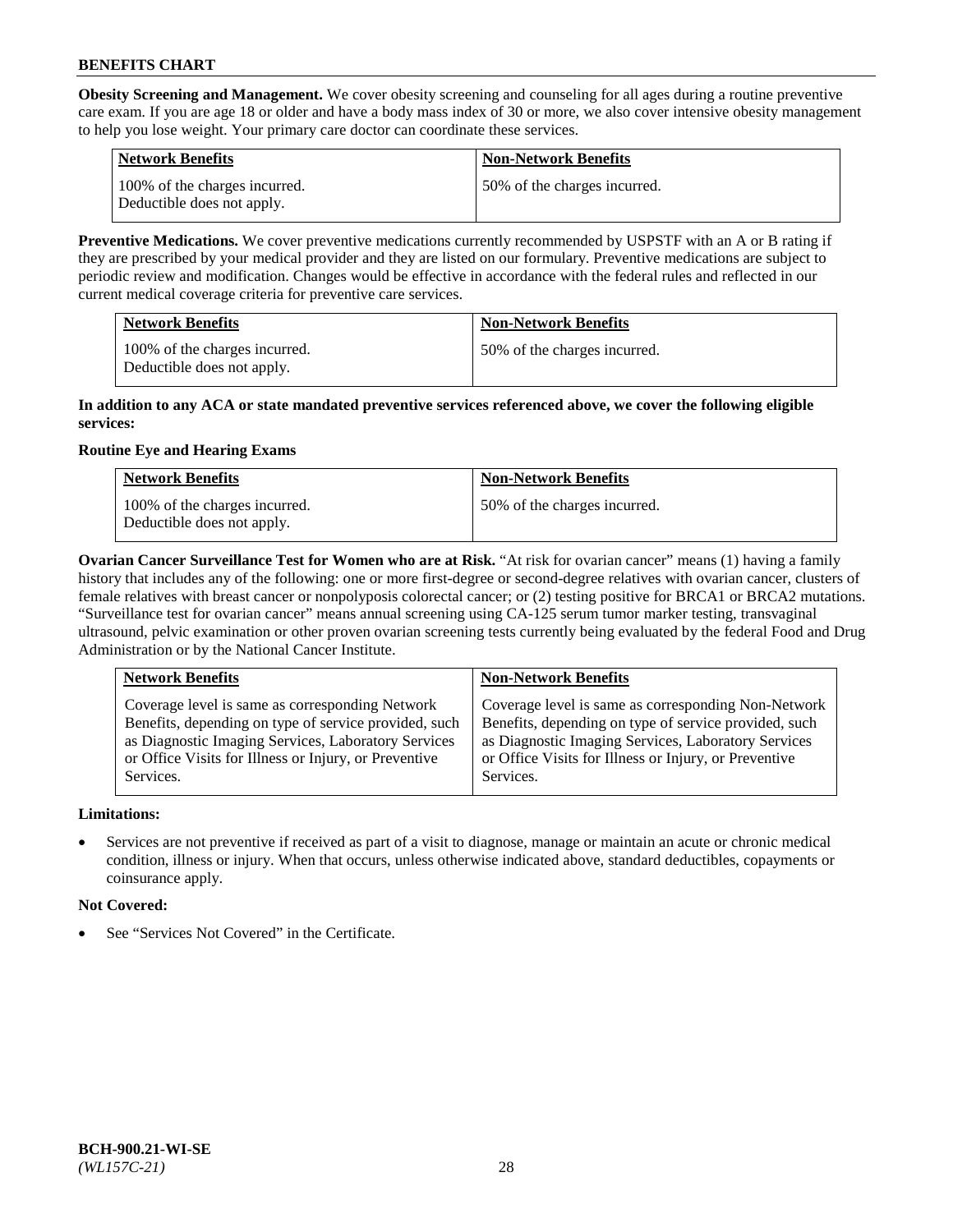**Obesity Screening and Management.** We cover obesity screening and counseling for all ages during a routine preventive care exam. If you are age 18 or older and have a body mass index of 30 or more, we also cover intensive obesity management to help you lose weight. Your primary care doctor can coordinate these services.

| Network Benefits | Non-Network Benefits |
|---|---|
| 100% of the charges incurred. Deductible does not apply. | 50% of the charges incurred. |

**Preventive Medications.** We cover preventive medications currently recommended by USPSTF with an A or B rating if they are prescribed by your medical provider and they are listed on our formulary. Preventive medications are subject to periodic review and modification. Changes would be effective in accordance with the federal rules and reflected in our current medical coverage criteria for preventive care services.

| Network Benefits | Non-Network Benefits |
|---|---|
| 100% of the charges incurred. Deductible does not apply. | 50% of the charges incurred. |

**In addition to any ACA or state mandated preventive services referenced above, we cover the following eligible services:**

**Routine Eye and Hearing Exams**

| Network Benefits | Non-Network Benefits |
|---|---|
| 100% of the charges incurred. Deductible does not apply. | 50% of the charges incurred. |

**Ovarian Cancer Surveillance Test for Women who are at Risk.** "At risk for ovarian cancer" means (1) having a family history that includes any of the following: one or more first-degree or second-degree relatives with ovarian cancer, clusters of female relatives with breast cancer or nonpolyposis colorectal cancer; or (2) testing positive for BRCA1 or BRCA2 mutations. "Surveillance test for ovarian cancer" means annual screening using CA-125 serum tumor marker testing, transvaginal ultrasound, pelvic examination or other proven ovarian screening tests currently being evaluated by the federal Food and Drug Administration or by the National Cancer Institute.

| Network Benefits | Non-Network Benefits |
|---|---|
| Coverage level is same as corresponding Network Benefits, depending on type of service provided, such as Diagnostic Imaging Services, Laboratory Services or Office Visits for Illness or Injury, or Preventive Services. | Coverage level is same as corresponding Non-Network Benefits, depending on type of service provided, such as Diagnostic Imaging Services, Laboratory Services or Office Visits for Illness or Injury, or Preventive Services. |

**Limitations:**

- Services are not preventive if received as part of a visit to diagnose, manage or maintain an acute or chronic medical condition, illness or injury. When that occurs, unless otherwise indicated above, standard deductibles, copayments or coinsurance apply.

**Not Covered:**

- See "Services Not Covered" in the Certificate.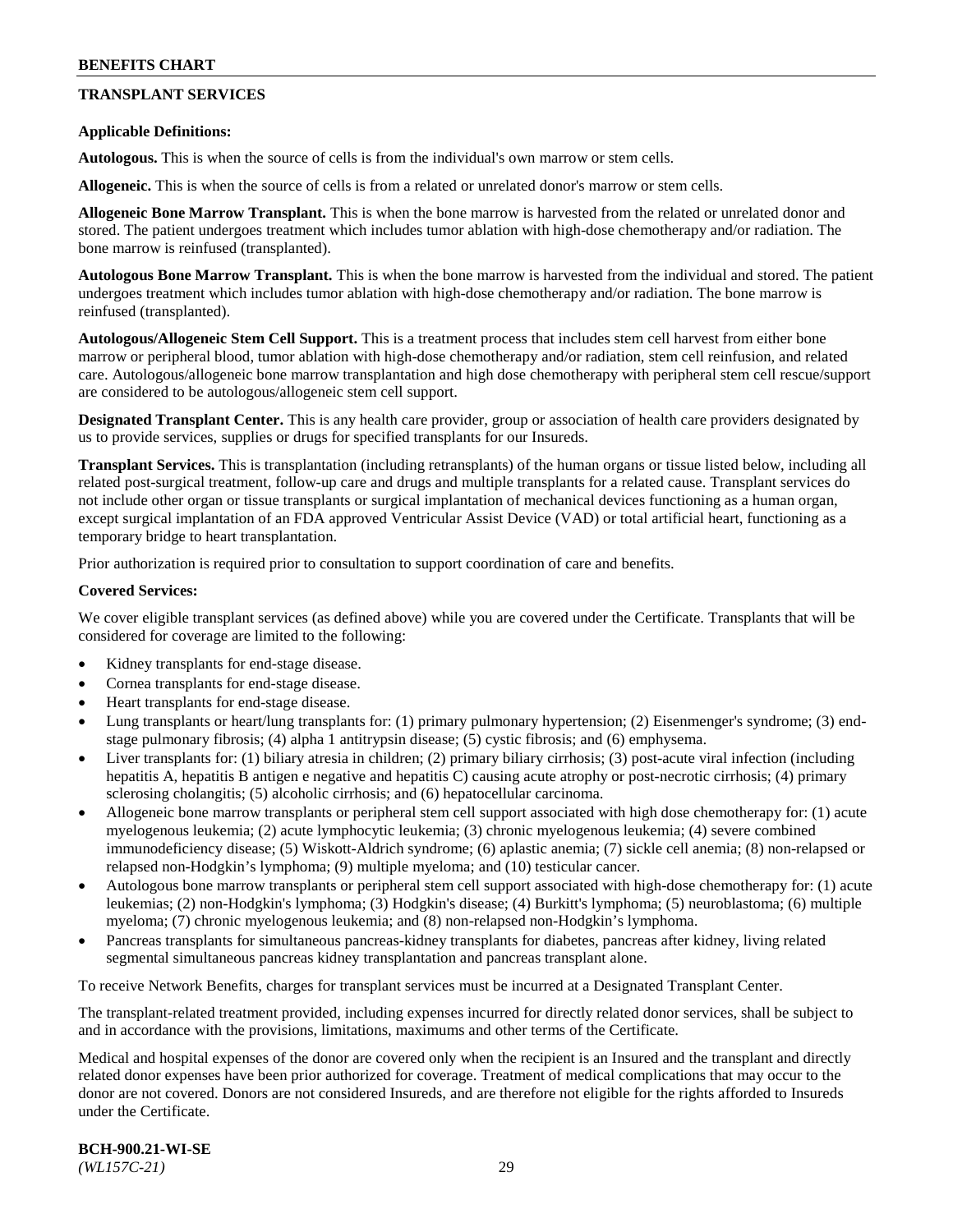## TRANSPLANT SERVICES

**Applicable Definitions:**

**Autologous.** This is when the source of cells is from the individual's own marrow or stem cells.

**Allogeneic.** This is when the source of cells is from a related or unrelated donor's marrow or stem cells.

**Allogeneic Bone Marrow Transplant.** This is when the bone marrow is harvested from the related or unrelated donor and stored. The patient undergoes treatment which includes tumor ablation with high-dose chemotherapy and/or radiation. The bone marrow is reinfused (transplanted).

**Autologous Bone Marrow Transplant.** This is when the bone marrow is harvested from the individual and stored. The patient undergoes treatment which includes tumor ablation with high-dose chemotherapy and/or radiation. The bone marrow is reinfused (transplanted).

**Autologous/Allogeneic Stem Cell Support.** This is a treatment process that includes stem cell harvest from either bone marrow or peripheral blood, tumor ablation with high-dose chemotherapy and/or radiation, stem cell reinfusion, and related care. Autologous/allogeneic bone marrow transplantation and high dose chemotherapy with peripheral stem cell rescue/support are considered to be autologous/allogeneic stem cell support.

**Designated Transplant Center.** This is any health care provider, group or association of health care providers designated by us to provide services, supplies or drugs for specified transplants for our Insureds.

**Transplant Services.** This is transplantation (including retransplants) of the human organs or tissue listed below, including all related post-surgical treatment, follow-up care and drugs and multiple transplants for a related cause. Transplant services do not include other organ or tissue transplants or surgical implantation of mechanical devices functioning as a human organ, except surgical implantation of an FDA approved Ventricular Assist Device (VAD) or total artificial heart, functioning as a temporary bridge to heart transplantation.

Prior authorization is required prior to consultation to support coordination of care and benefits.

**Covered Services:**

We cover eligible transplant services (as defined above) while you are covered under the Certificate. Transplants that will be considered for coverage are limited to the following:

- Kidney transplants for end-stage disease.
- Cornea transplants for end-stage disease.
- Heart transplants for end-stage disease.
- Lung transplants or heart/lung transplants for: (1) primary pulmonary hypertension; (2) Eisenmenger's syndrome; (3) end-stage pulmonary fibrosis; (4) alpha 1 antitrypsin disease; (5) cystic fibrosis; and (6) emphysema.
- Liver transplants for: (1) biliary atresia in children; (2) primary biliary cirrhosis; (3) post-acute viral infection (including hepatitis A, hepatitis B antigen e negative and hepatitis C) causing acute atrophy or post-necrotic cirrhosis; (4) primary sclerosing cholangitis; (5) alcoholic cirrhosis; and (6) hepatocellular carcinoma.
- Allogeneic bone marrow transplants or peripheral stem cell support associated with high dose chemotherapy for: (1) acute myelogenous leukemia; (2) acute lymphocytic leukemia; (3) chronic myelogenous leukemia; (4) severe combined immunodeficiency disease; (5) Wiskott-Aldrich syndrome; (6) aplastic anemia; (7) sickle cell anemia; (8) non-relapsed or relapsed non-Hodgkin's lymphoma; (9) multiple myeloma; and (10) testicular cancer.
- Autologous bone marrow transplants or peripheral stem cell support associated with high-dose chemotherapy for: (1) acute leukemias; (2) non-Hodgkin's lymphoma; (3) Hodgkin's disease; (4) Burkitt's lymphoma; (5) neuroblastoma; (6) multiple myeloma; (7) chronic myelogenous leukemia; and (8) non-relapsed non-Hodgkin's lymphoma.
- Pancreas transplants for simultaneous pancreas-kidney transplants for diabetes, pancreas after kidney, living related segmental simultaneous pancreas kidney transplantation and pancreas transplant alone.

To receive Network Benefits, charges for transplant services must be incurred at a Designated Transplant Center.

The transplant-related treatment provided, including expenses incurred for directly related donor services, shall be subject to and in accordance with the provisions, limitations, maximums and other terms of the Certificate.

Medical and hospital expenses of the donor are covered only when the recipient is an Insured and the transplant and directly related donor expenses have been prior authorized for coverage. Treatment of medical complications that may occur to the donor are not covered. Donors are not considered Insureds, and are therefore not eligible for the rights afforded to Insureds under the Certificate.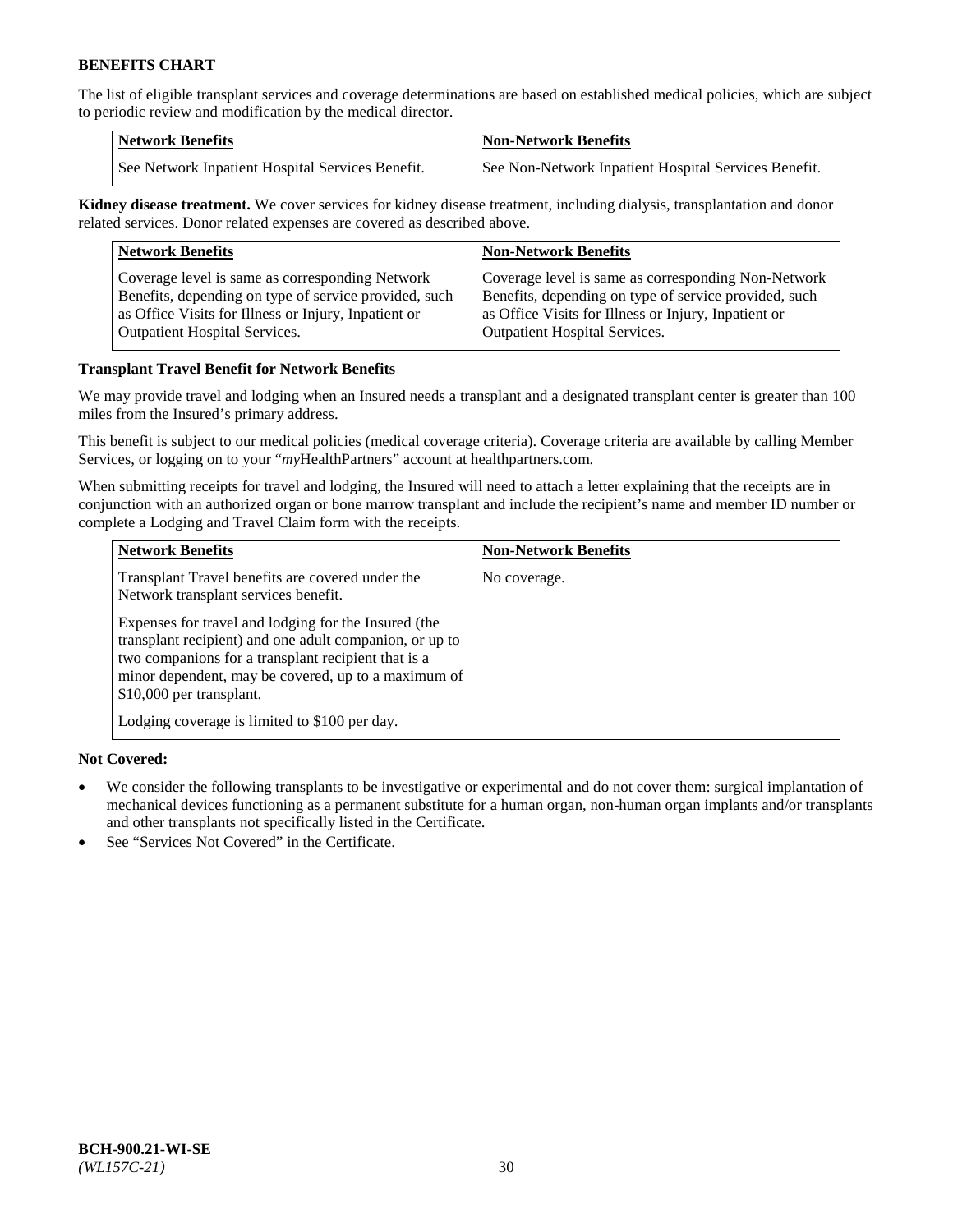The list of eligible transplant services and coverage determinations are based on established medical policies, which are subject to periodic review and modification by the medical director.

| Network Benefits | Non-Network Benefits |
| --- | --- |
| See Network Inpatient Hospital Services Benefit. | See Non-Network Inpatient Hospital Services Benefit. |

**Kidney disease treatment.** We cover services for kidney disease treatment, including dialysis, transplantation and donor related services. Donor related expenses are covered as described above.

| Network Benefits | Non-Network Benefits |
| --- | --- |
| Coverage level is same as corresponding Network Benefits, depending on type of service provided, such as Office Visits for Illness or Injury, Inpatient or Outpatient Hospital Services. | Coverage level is same as corresponding Non-Network Benefits, depending on type of service provided, such as Office Visits for Illness or Injury, Inpatient or Outpatient Hospital Services. |

**Transplant Travel Benefit for Network Benefits**

We may provide travel and lodging when an Insured needs a transplant and a designated transplant center is greater than 100 miles from the Insured's primary address.

This benefit is subject to our medical policies (medical coverage criteria). Coverage criteria are available by calling Member Services, or logging on to your "*my*HealthPartners" account at healthpartners.com.

When submitting receipts for travel and lodging, the Insured will need to attach a letter explaining that the receipts are in conjunction with an authorized organ or bone marrow transplant and include the recipient's name and member ID number or complete a Lodging and Travel Claim form with the receipts.

| Network Benefits | Non-Network Benefits |
| --- | --- |
| Transplant Travel benefits are covered under the Network transplant services benefit.<br><br>Expenses for travel and lodging for the Insured (the transplant recipient) and one adult companion, or up to two companions for a transplant recipient that is a minor dependent, may be covered, up to a maximum of $10,000 per transplant.<br><br>Lodging coverage is limited to $100 per day. | No coverage. |

**Not Covered:**

- We consider the following transplants to be investigative or experimental and do not cover them: surgical implantation of mechanical devices functioning as a permanent substitute for a human organ, non-human organ implants and/or transplants and other transplants not specifically listed in the Certificate.
- See "Services Not Covered" in the Certificate.